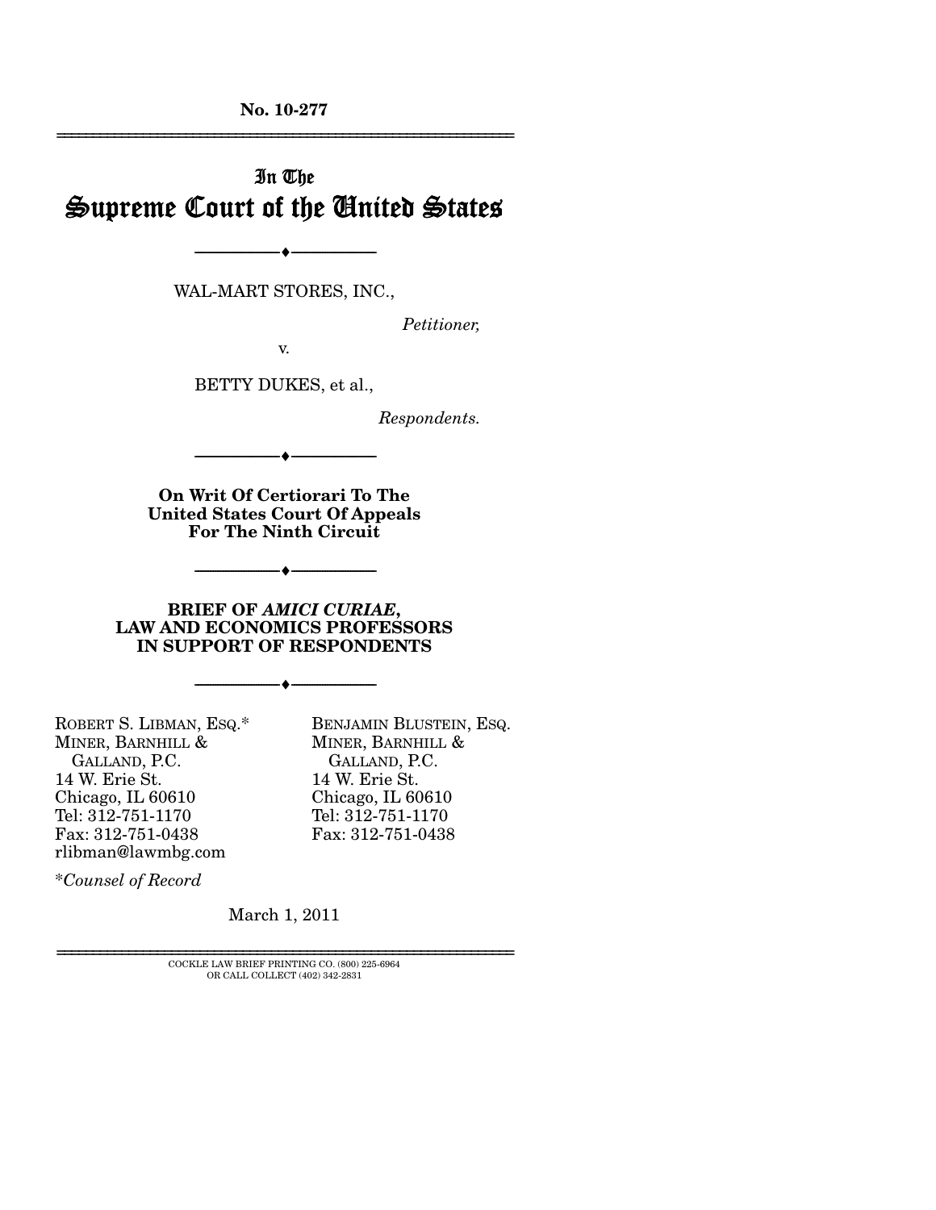No. 10-277

---

# In The Supreme Court of the United States

---

WAL-MART STORES, INC.,

*Petitioner,*

v.

BETTY DUKES, et al.,

*Respondents.*

---

**On Writ Of Certiorari To The United States Court Of Appeals For The Ninth Circuit**

---

**BRIEF OF *AMICI CURIAE*, LAW AND ECONOMICS PROFESSORS IN SUPPORT OF RESPONDENTS**

---

ROBERT S. LIBMAN, ESQ.*
MINER, BARNHILL & GALLAND, P.C.
14 W. Erie St.
Chicago, IL 60610
Tel: 312-751-1170
Fax: 312-751-0438
rlibman@lawmbg.com

BENJAMIN BLUSTEIN, ESQ.
MINER, BARNHILL & GALLAND, P.C.
14 W. Erie St.
Chicago, IL 60610
Tel: 312-751-1170
Fax: 312-751-0438

**Counsel of Record*

March 1, 2011

---

COCKLE LAW BRIEF PRINTING CO. (800) 225-6964
OR CALL COLLECT (402) 342-2831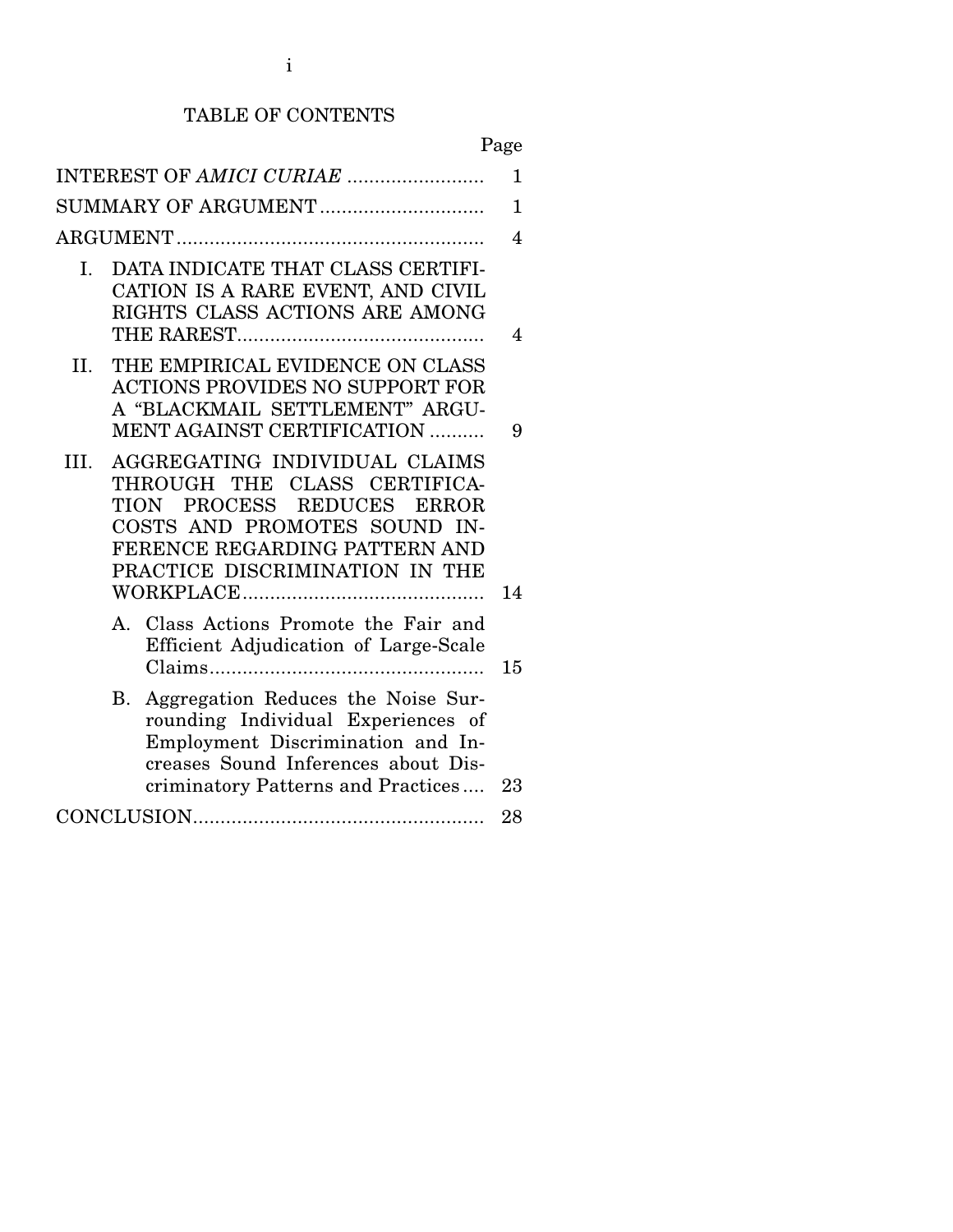# TABLE OF CONTENTS

| | Page |
|---|---|
| INTEREST OF *AMICI CURIAE* | 1 |
| SUMMARY OF ARGUMENT | 1 |
| ARGUMENT | 4 |
| I. DATA INDICATE THAT CLASS CERTIFICATION IS A RARE EVENT, AND CIVIL RIGHTS CLASS ACTIONS ARE AMONG THE RAREST | 4 |
| II. THE EMPIRICAL EVIDENCE ON CLASS ACTIONS PROVIDES NO SUPPORT FOR A "BLACKMAIL SETTLEMENT" ARGUMENT AGAINST CERTIFICATION | 9 |
| III. AGGREGATING INDIVIDUAL CLAIMS THROUGH THE CLASS CERTIFICATION PROCESS REDUCES ERROR COSTS AND PROMOTES SOUND INFERENCE REGARDING PATTERN AND PRACTICE DISCRIMINATION IN THE WORKPLACE | 14 |
| A. Class Actions Promote the Fair and Efficient Adjudication of Large-Scale Claims | 15 |
| B. Aggregation Reduces the Noise Surrounding Individual Experiences of Employment Discrimination and Increases Sound Inferences about Discriminatory Patterns and Practices | 23 |
| CONCLUSION | 28 |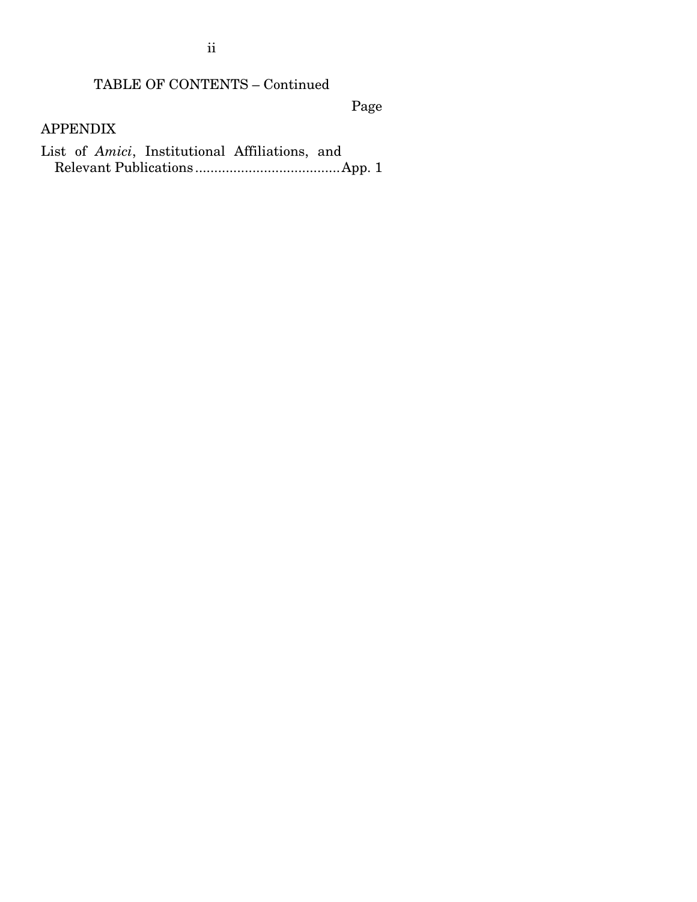TABLE OF CONTENTS – Continued

Page

APPENDIX

List of *Amici*, Institutional Affiliations, and Relevant Publications ...................................... App. 1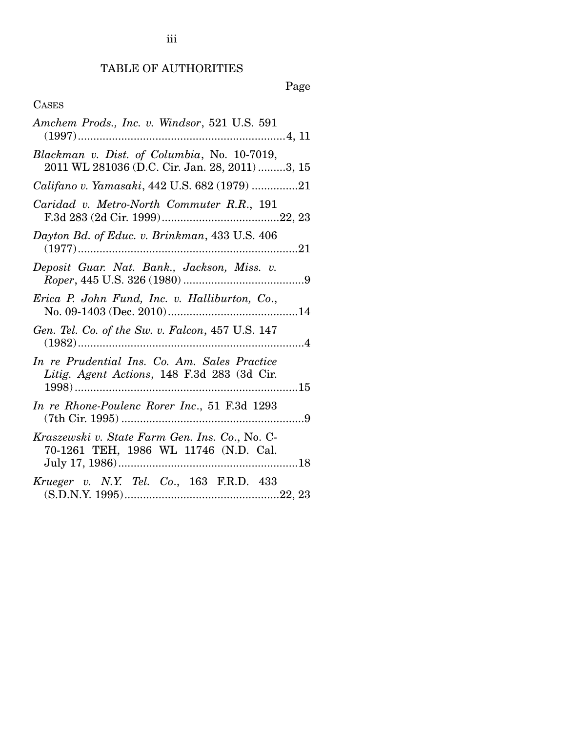## TABLE OF AUTHORITIES

Page

CASES

*Amchem Prods., Inc. v. Windsor*, 521 U.S. 591 (1997)....................................................................4, 11

*Blackman v. Dist. of Columbia*, No. 10-7019, 2011 WL 281036 (D.C. Cir. Jan. 28, 2011).........3, 15

*Califano v. Yamasaki*, 442 U.S. 682 (1979) ...............21

*Caridad v. Metro-North Commuter R.R.*, 191 F.3d 283 (2d Cir. 1999).....................................22, 23

*Dayton Bd. of Educ. v. Brinkman*, 433 U.S. 406 (1977).......................................................................21

*Deposit Guar. Nat. Bank., Jackson, Miss. v. Roper*, 445 U.S. 326 (1980) .......................................9

*Erica P. John Fund, Inc. v. Halliburton, Co.*, No. 09-1403 (Dec. 2010)..........................................14

*Gen. Tel. Co. of the Sw. v. Falcon*, 457 U.S. 147 (1982).........................................................................4

*In re Prudential Ins. Co. Am. Sales Practice Litig. Agent Actions*, 148 F.3d 283 (3d Cir. 1998).......................................................................15

*In re Rhone-Poulenc Rorer Inc*., 51 F.3d 1293 (7th Cir. 1995) ...........................................................9

*Kraszewski v. State Farm Gen. Ins. Co.*, No. C-70-1261 TEH, 1986 WL 11746 (N.D. Cal. July 17, 1986)..........................................................18

*Krueger v. N.Y. Tel. Co.*, 163 F.R.D. 433 (S.D.N.Y. 1995)..................................................22, 23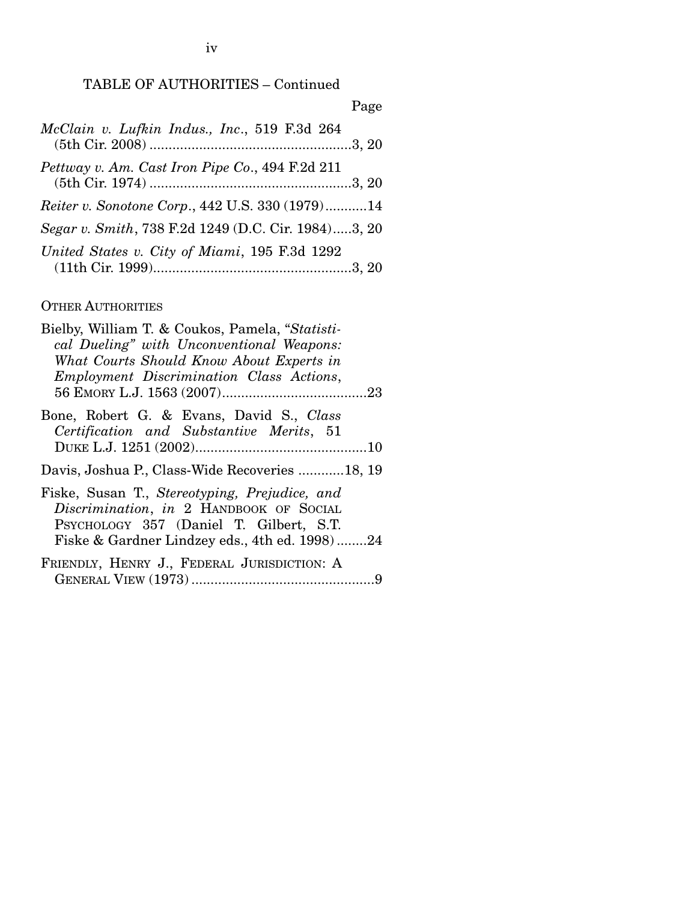TABLE OF AUTHORITIES – Continued

Page

*McClain v. Lufkin Indus., Inc.*, 519 F.3d 264 (5th Cir. 2008) ....................................................3, 20

*Pettway v. Am. Cast Iron Pipe Co.*, 494 F.2d 211 (5th Cir. 1974) ....................................................3, 20

*Reiter v. Sonotone Corp.*, 442 U.S. 330 (1979)...........14

*Segar v. Smith*, 738 F.2d 1249 (D.C. Cir. 1984).....3, 20

*United States v. City of Miami*, 195 F.3d 1292 (11th Cir. 1999)...................................................3, 20

OTHER AUTHORITIES

Bielby, William T. & Coukos, Pamela, "*Statistical Dueling" with Unconventional Weapons: What Courts Should Know About Experts in Employment Discrimination Class Actions*, 56 EMORY L.J. 1563 (2007).....................................23

Bone, Robert G. & Evans, David S., *Class Certification and Substantive Merits*, 51 DUKE L.J. 1251 (2002)............................................10

Davis, Joshua P., Class-Wide Recoveries ............18, 19

Fiske, Susan T., *Stereotyping, Prejudice, and Discrimination*, *in* 2 HANDBOOK OF SOCIAL PSYCHOLOGY 357 (Daniel T. Gilbert, S.T. Fiske & Gardner Lindzey eds., 4th ed. 1998) ........24

FRIENDLY, HENRY J., FEDERAL JURISDICTION: A GENERAL VIEW (1973) ................................................9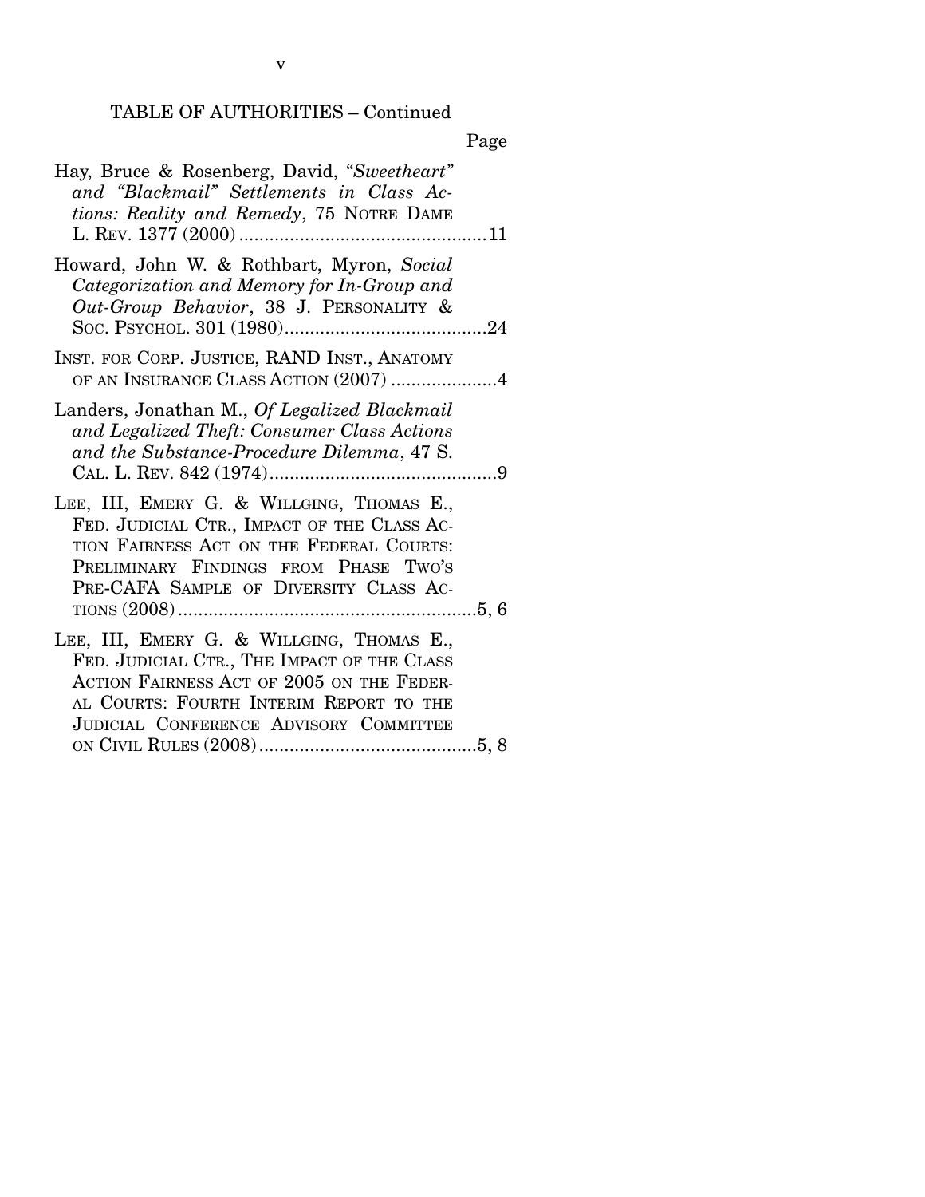TABLE OF AUTHORITIES – Continued

Page

Hay, Bruce & Rosenberg, David, *"Sweetheart" and "Blackmail" Settlements in Class Actions: Reality and Remedy*, 75 NOTRE DAME L. REV. 1377 (2000) ....................11

Howard, John W. & Rothbart, Myron, *Social Categorization and Memory for In-Group and Out-Group Behavior*, 38 J. PERSONALITY & SOC. PSYCHOL. 301 (1980) ....................24

INST. FOR CORP. JUSTICE, RAND INST., ANATOMY OF AN INSURANCE CLASS ACTION (2007) ....................4

Landers, Jonathan M., *Of Legalized Blackmail and Legalized Theft: Consumer Class Actions and the Substance-Procedure Dilemma*, 47 S. CAL. L. REV. 842 (1974) ....................9

LEE, III, EMERY G. & WILLGING, THOMAS E., FED. JUDICIAL CTR., IMPACT OF THE CLASS ACTION FAIRNESS ACT ON THE FEDERAL COURTS: PRELIMINARY FINDINGS FROM PHASE TWO'S PRE-CAFA SAMPLE OF DIVERSITY CLASS ACTIONS (2008) ....................5, 6

LEE, III, EMERY G. & WILLGING, THOMAS E., FED. JUDICIAL CTR., THE IMPACT OF THE CLASS ACTION FAIRNESS ACT OF 2005 ON THE FEDERAL COURTS: FOURTH INTERIM REPORT TO THE JUDICIAL CONFERENCE ADVISORY COMMITTEE ON CIVIL RULES (2008) ....................5, 8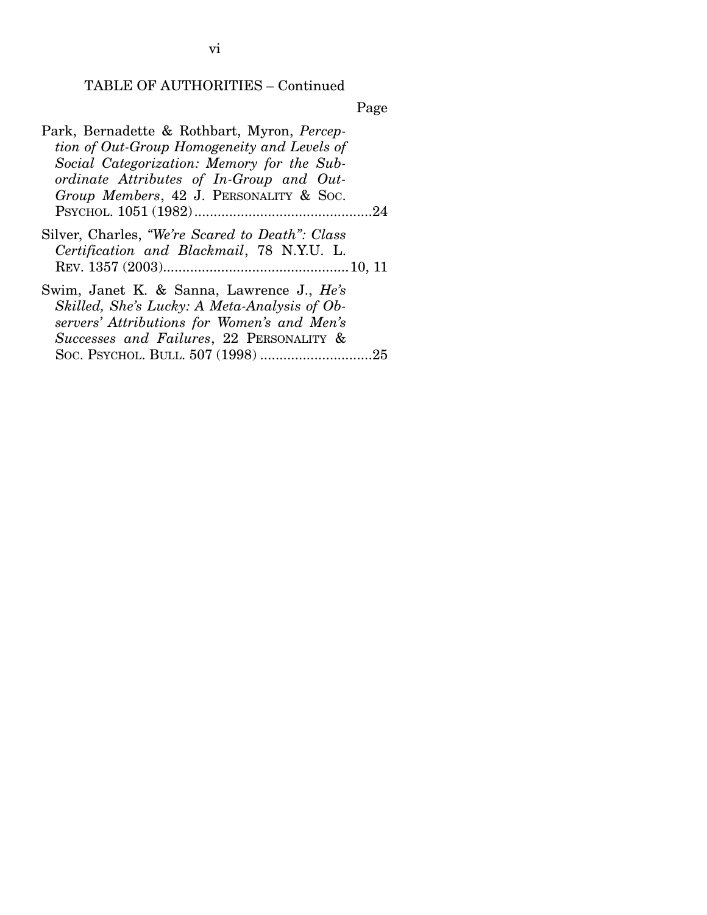TABLE OF AUTHORITIES – Continued

Page

Park, Bernadette & Rothbart, Myron, *Perception of Out-Group Homogeneity and Levels of Social Categorization: Memory for the Subordinate Attributes of In-Group and Out-Group Members*, 42 J. PERSONALITY & SOC. PSYCHOL. 1051 (1982) .............................................24

Silver, Charles, *"We're Scared to Death": Class Certification and Blackmail*, 78 N.Y.U. L. REV. 1357 (2003) ...............................................10, 11

Swim, Janet K. & Sanna, Lawrence J., *He's Skilled, She's Lucky: A Meta-Analysis of Observers' Attributions for Women's and Men's Successes and Failures*, 22 PERSONALITY & SOC. PSYCHOL. BULL. 507 (1998) ............................25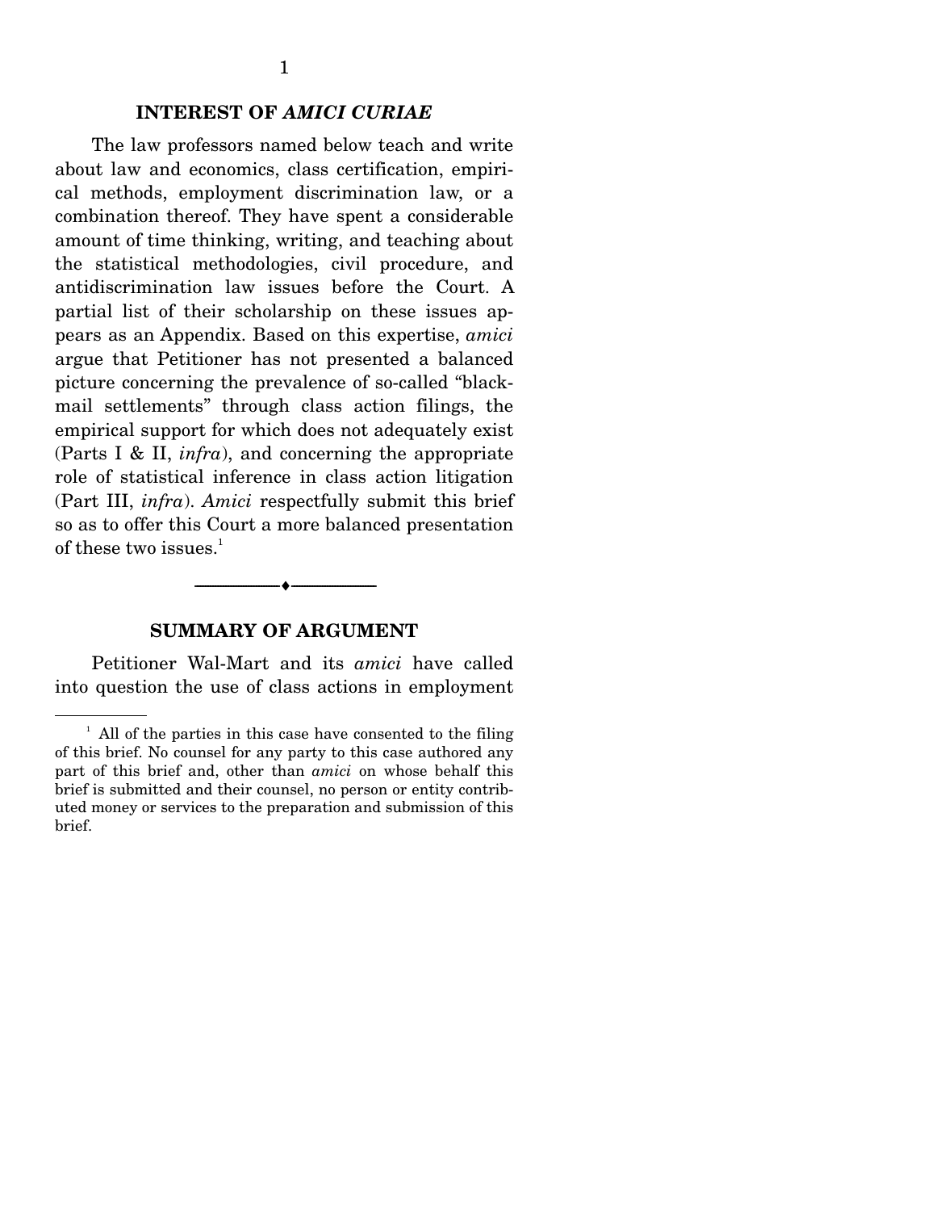## INTEREST OF *AMICI CURIAE*

The law professors named below teach and write about law and economics, class certification, empirical methods, employment discrimination law, or a combination thereof. They have spent a considerable amount of time thinking, writing, and teaching about the statistical methodologies, civil procedure, and antidiscrimination law issues before the Court. A partial list of their scholarship on these issues appears as an Appendix. Based on this expertise, *amici* argue that Petitioner has not presented a balanced picture concerning the prevalence of so-called "blackmail settlements" through class action filings, the empirical support for which does not adequately exist (Parts I & II, *infra*), and concerning the appropriate role of statistical inference in class action litigation (Part III, *infra*). *Amici* respectfully submit this brief so as to offer this Court a more balanced presentation of these two issues.[1]

## SUMMARY OF ARGUMENT

Petitioner Wal-Mart and its *amici* have called into question the use of class actions in employment

[1] All of the parties in this case have consented to the filing of this brief. No counsel for any party to this case authored any part of this brief and, other than *amici* on whose behalf this brief is submitted and their counsel, no person or entity contributed money or services to the preparation and submission of this brief.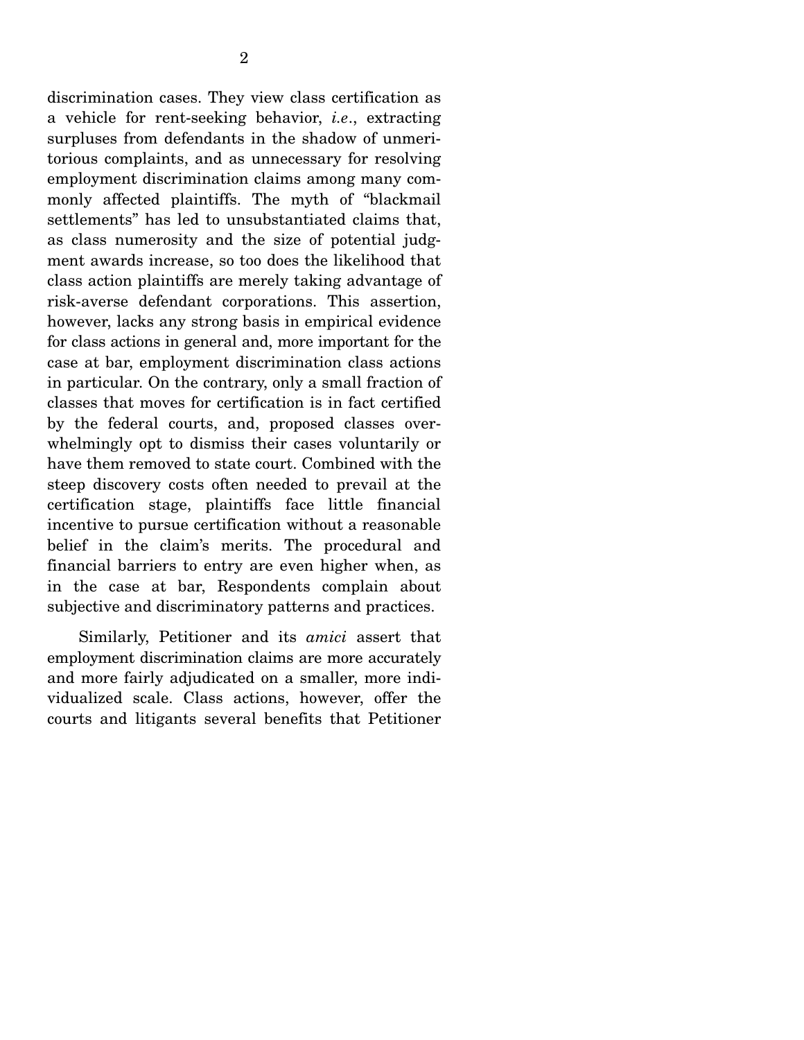discrimination cases. They view class certification as a vehicle for rent-seeking behavior, *i.e*., extracting surpluses from defendants in the shadow of unmeritorious complaints, and as unnecessary for resolving employment discrimination claims among many commonly affected plaintiffs. The myth of "blackmail settlements" has led to unsubstantiated claims that, as class numerosity and the size of potential judgment awards increase, so too does the likelihood that class action plaintiffs are merely taking advantage of risk-averse defendant corporations. This assertion, however, lacks any strong basis in empirical evidence for class actions in general and, more important for the case at bar, employment discrimination class actions in particular. On the contrary, only a small fraction of classes that moves for certification is in fact certified by the federal courts, and, proposed classes overwhelmingly opt to dismiss their cases voluntarily or have them removed to state court. Combined with the steep discovery costs often needed to prevail at the certification stage, plaintiffs face little financial incentive to pursue certification without a reasonable belief in the claim's merits. The procedural and financial barriers to entry are even higher when, as in the case at bar, Respondents complain about subjective and discriminatory patterns and practices.

Similarly, Petitioner and its *amici* assert that employment discrimination claims are more accurately and more fairly adjudicated on a smaller, more individualized scale. Class actions, however, offer the courts and litigants several benefits that Petitioner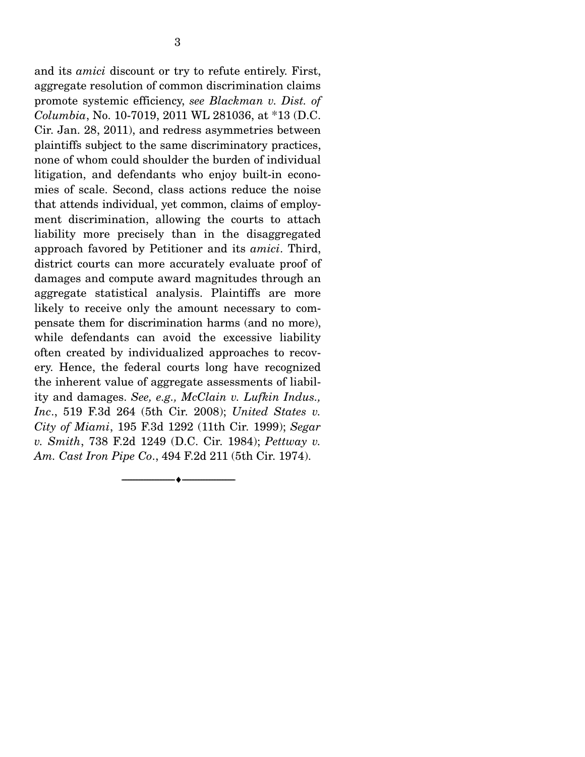and its *amici* discount or try to refute entirely. First, aggregate resolution of common discrimination claims promote systemic efficiency, *see Blackman v. Dist. of Columbia*, No. 10-7019, 2011 WL 281036, at *13 (D.C. Cir. Jan. 28, 2011), and redress asymmetries between plaintiffs subject to the same discriminatory practices, none of whom could shoulder the burden of individual litigation, and defendants who enjoy built-in economies of scale. Second, class actions reduce the noise that attends individual, yet common, claims of employment discrimination, allowing the courts to attach liability more precisely than in the disaggregated approach favored by Petitioner and its *amici*. Third, district courts can more accurately evaluate proof of damages and compute award magnitudes through an aggregate statistical analysis. Plaintiffs are more likely to receive only the amount necessary to compensate them for discrimination harms (and no more), while defendants can avoid the excessive liability often created by individualized approaches to recovery. Hence, the federal courts long have recognized the inherent value of aggregate assessments of liability and damages. *See, e.g., McClain v. Lufkin Indus., Inc.*, 519 F.3d 264 (5th Cir. 2008); *United States v. City of Miami*, 195 F.3d 1292 (11th Cir. 1999); *Segar v. Smith*, 738 F.2d 1249 (D.C. Cir. 1984); *Pettway v. Am. Cast Iron Pipe Co.*, 494 F.2d 211 (5th Cir. 1974).

---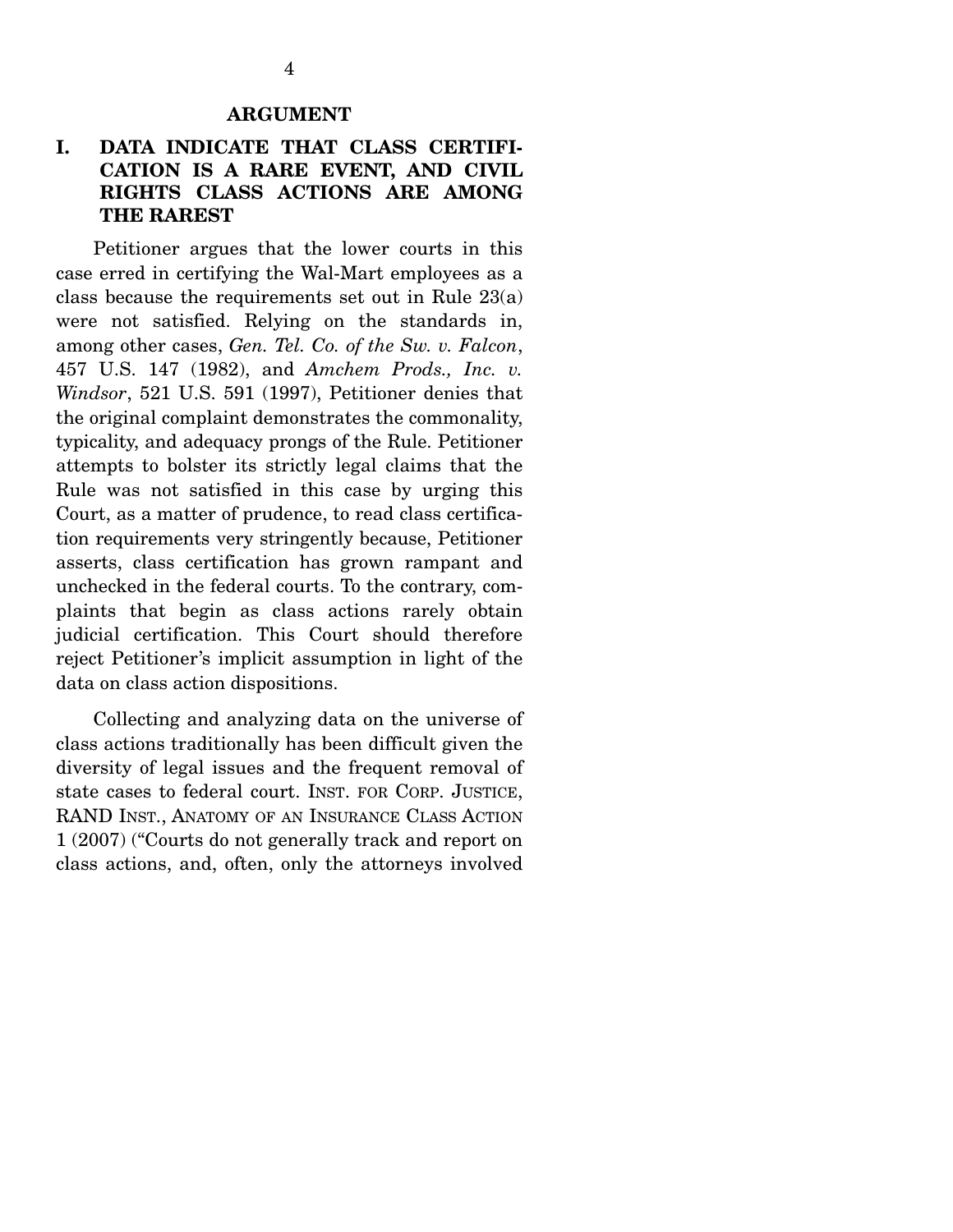## ARGUMENT

### I. DATA INDICATE THAT CLASS CERTIFICATION IS A RARE EVENT, AND CIVIL RIGHTS CLASS ACTIONS ARE AMONG THE RAREST

Petitioner argues that the lower courts in this case erred in certifying the Wal-Mart employees as a class because the requirements set out in Rule 23(a) were not satisfied. Relying on the standards in, among other cases, *Gen. Tel. Co. of the Sw. v. Falcon*, 457 U.S. 147 (1982), and *Amchem Prods., Inc. v. Windsor*, 521 U.S. 591 (1997), Petitioner denies that the original complaint demonstrates the commonality, typicality, and adequacy prongs of the Rule. Petitioner attempts to bolster its strictly legal claims that the Rule was not satisfied in this case by urging this Court, as a matter of prudence, to read class certification requirements very stringently because, Petitioner asserts, class certification has grown rampant and unchecked in the federal courts. To the contrary, complaints that begin as class actions rarely obtain judicial certification. This Court should therefore reject Petitioner's implicit assumption in light of the data on class action dispositions.

Collecting and analyzing data on the universe of class actions traditionally has been difficult given the diversity of legal issues and the frequent removal of state cases to federal court. INST. FOR CORP. JUSTICE, RAND INST., ANATOMY OF AN INSURANCE CLASS ACTION 1 (2007) ("Courts do not generally track and report on class actions, and, often, only the attorneys involved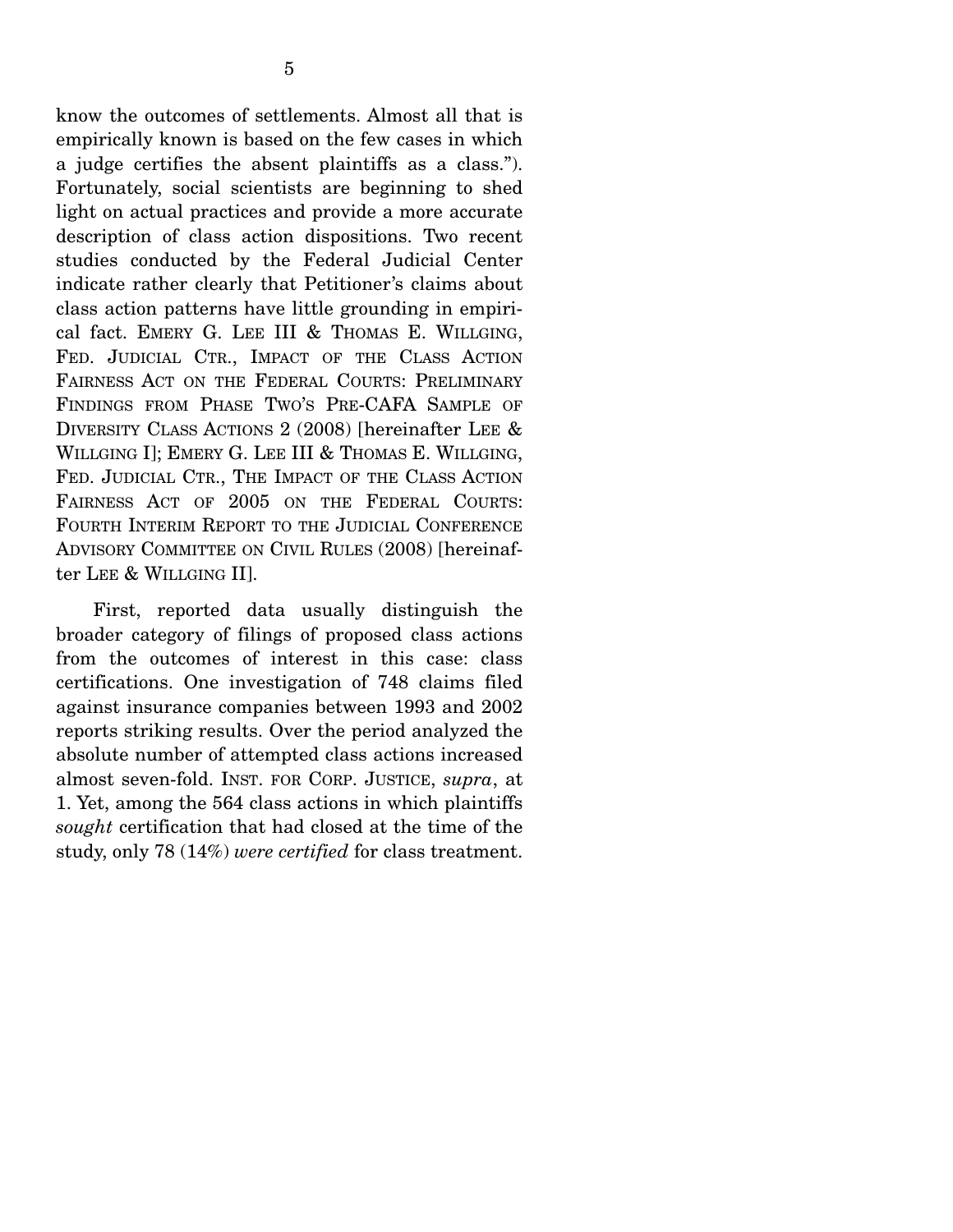know the outcomes of settlements. Almost all that is empirically known is based on the few cases in which a judge certifies the absent plaintiffs as a class."). Fortunately, social scientists are beginning to shed light on actual practices and provide a more accurate description of class action dispositions. Two recent studies conducted by the Federal Judicial Center indicate rather clearly that Petitioner's claims about class action patterns have little grounding in empirical fact. EMERY G. LEE III & THOMAS E. WILLGING, FED. JUDICIAL CTR., IMPACT OF THE CLASS ACTION FAIRNESS ACT ON THE FEDERAL COURTS: PRELIMINARY FINDINGS FROM PHASE TWO'S PRE-CAFA SAMPLE OF DIVERSITY CLASS ACTIONS 2 (2008) [hereinafter LEE & WILLGING I]; EMERY G. LEE III & THOMAS E. WILLGING, FED. JUDICIAL CTR., THE IMPACT OF THE CLASS ACTION FAIRNESS ACT OF 2005 ON THE FEDERAL COURTS: FOURTH INTERIM REPORT TO THE JUDICIAL CONFERENCE ADVISORY COMMITTEE ON CIVIL RULES (2008) [hereinafter LEE & WILLGING II].

First, reported data usually distinguish the broader category of filings of proposed class actions from the outcomes of interest in this case: class certifications. One investigation of 748 claims filed against insurance companies between 1993 and 2002 reports striking results. Over the period analyzed the absolute number of attempted class actions increased almost seven-fold. INST. FOR CORP. JUSTICE, *supra*, at 1. Yet, among the 564 class actions in which plaintiffs *sought* certification that had closed at the time of the study, only 78 (14%) *were certified* for class treatment.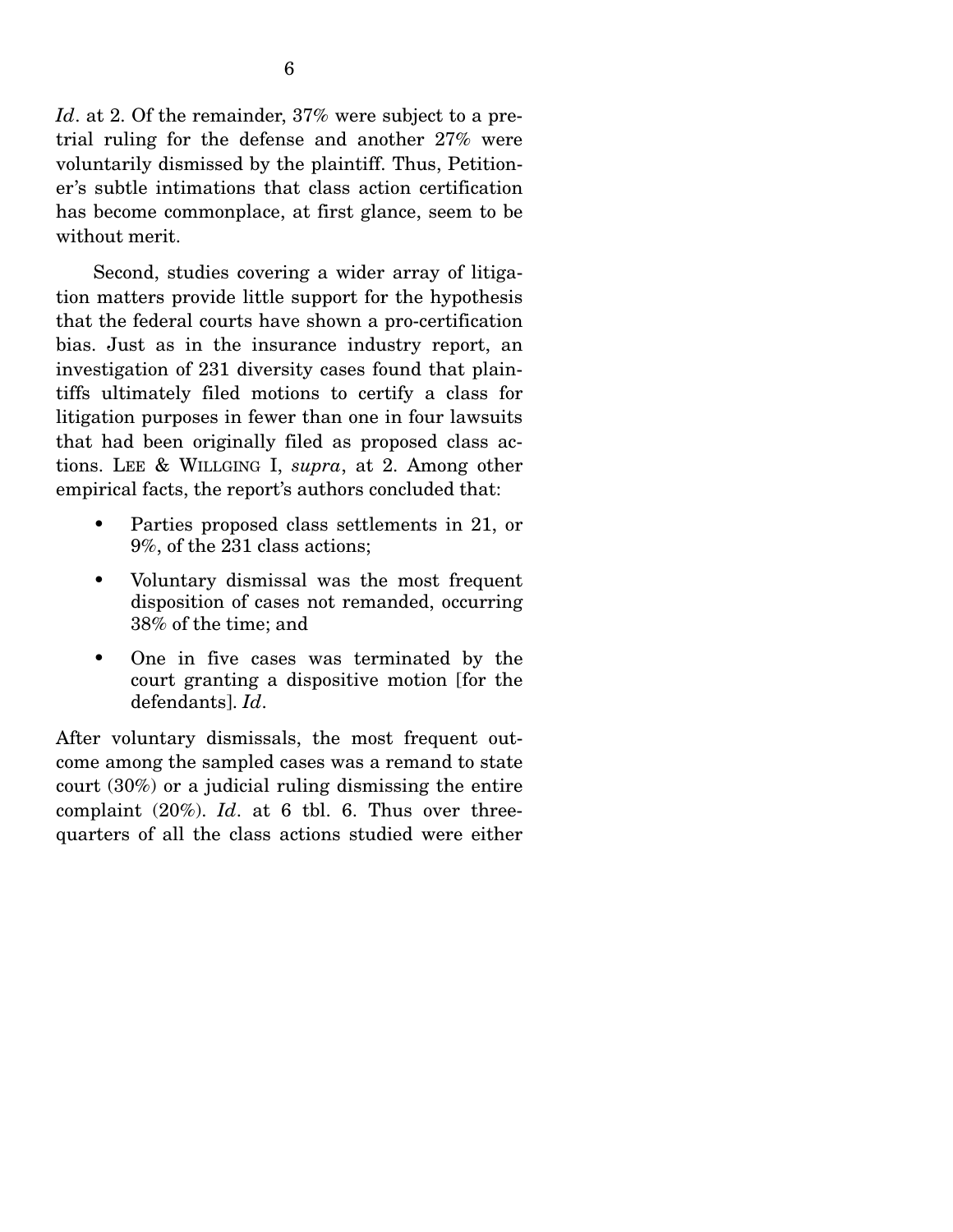*Id*. at 2. Of the remainder, 37% were subject to a pretrial ruling for the defense and another 27% were voluntarily dismissed by the plaintiff. Thus, Petitioner's subtle intimations that class action certification has become commonplace, at first glance, seem to be without merit.

Second, studies covering a wider array of litigation matters provide little support for the hypothesis that the federal courts have shown a pro-certification bias. Just as in the insurance industry report, an investigation of 231 diversity cases found that plaintiffs ultimately filed motions to certify a class for litigation purposes in fewer than one in four lawsuits that had been originally filed as proposed class actions. LEE & WILLGING I, *supra*, at 2. Among other empirical facts, the report's authors concluded that:

- Parties proposed class settlements in 21, or 9%, of the 231 class actions;
- Voluntary dismissal was the most frequent disposition of cases not remanded, occurring 38% of the time; and
- One in five cases was terminated by the court granting a dispositive motion [for the defendants]. *Id*.

After voluntary dismissals, the most frequent outcome among the sampled cases was a remand to state court (30%) or a judicial ruling dismissing the entire complaint (20%). *Id*. at 6 tbl. 6. Thus over three-quarters of all the class actions studied were either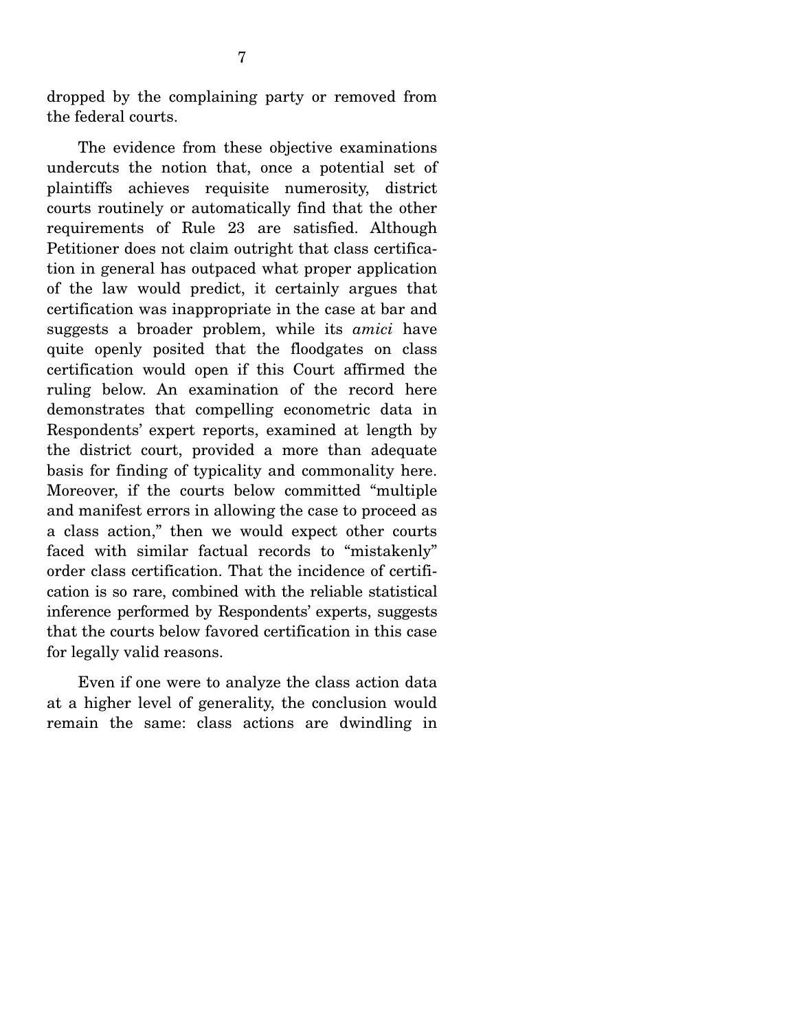dropped by the complaining party or removed from the federal courts.

The evidence from these objective examinations undercuts the notion that, once a potential set of plaintiffs achieves requisite numerosity, district courts routinely or automatically find that the other requirements of Rule 23 are satisfied. Although Petitioner does not claim outright that class certification in general has outpaced what proper application of the law would predict, it certainly argues that certification was inappropriate in the case at bar and suggests a broader problem, while its *amici* have quite openly posited that the floodgates on class certification would open if this Court affirmed the ruling below. An examination of the record here demonstrates that compelling econometric data in Respondents' expert reports, examined at length by the district court, provided a more than adequate basis for finding of typicality and commonality here. Moreover, if the courts below committed "multiple and manifest errors in allowing the case to proceed as a class action," then we would expect other courts faced with similar factual records to "mistakenly" order class certification. That the incidence of certification is so rare, combined with the reliable statistical inference performed by Respondents' experts, suggests that the courts below favored certification in this case for legally valid reasons.

Even if one were to analyze the class action data at a higher level of generality, the conclusion would remain the same: class actions are dwindling in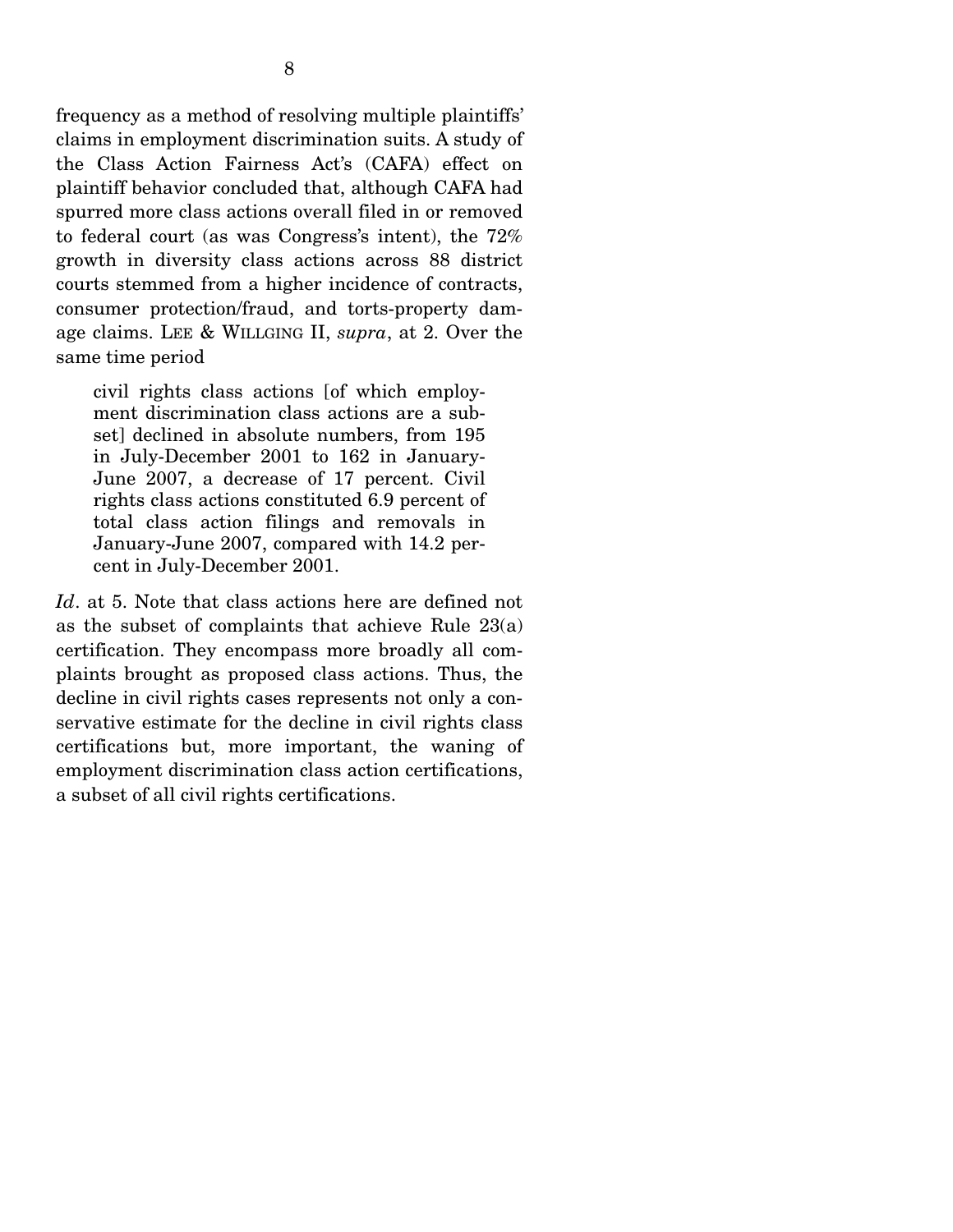frequency as a method of resolving multiple plaintiffs' claims in employment discrimination suits. A study of the Class Action Fairness Act's (CAFA) effect on plaintiff behavior concluded that, although CAFA had spurred more class actions overall filed in or removed to federal court (as was Congress's intent), the 72% growth in diversity class actions across 88 district courts stemmed from a higher incidence of contracts, consumer protection/fraud, and torts-property damage claims. LEE & WILLGING II, *supra*, at 2. Over the same time period

> civil rights class actions [of which employment discrimination class actions are a subset] declined in absolute numbers, from 195 in July-December 2001 to 162 in January-June 2007, a decrease of 17 percent. Civil rights class actions constituted 6.9 percent of total class action filings and removals in January-June 2007, compared with 14.2 percent in July-December 2001.

*Id*. at 5. Note that class actions here are defined not as the subset of complaints that achieve Rule 23(a) certification. They encompass more broadly all complaints brought as proposed class actions. Thus, the decline in civil rights cases represents not only a conservative estimate for the decline in civil rights class certifications but, more important, the waning of employment discrimination class action certifications, a subset of all civil rights certifications.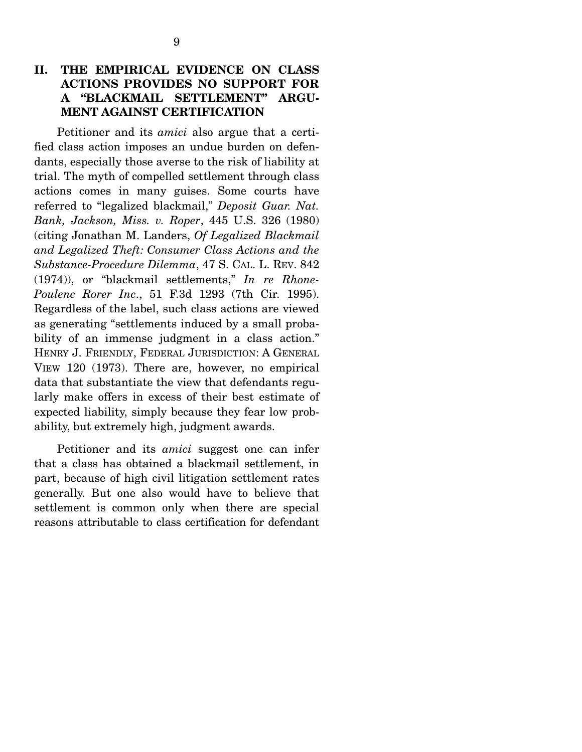## II. THE EMPIRICAL EVIDENCE ON CLASS ACTIONS PROVIDES NO SUPPORT FOR A "BLACKMAIL SETTLEMENT" ARGUMENT AGAINST CERTIFICATION

Petitioner and its *amici* also argue that a certified class action imposes an undue burden on defendants, especially those averse to the risk of liability at trial. The myth of compelled settlement through class actions comes in many guises. Some courts have referred to "legalized blackmail," *Deposit Guar. Nat. Bank, Jackson, Miss. v. Roper*, 445 U.S. 326 (1980) (citing Jonathan M. Landers, *Of Legalized Blackmail and Legalized Theft: Consumer Class Actions and the Substance-Procedure Dilemma*, 47 S. CAL. L. REV. 842 (1974)), or "blackmail settlements," *In re Rhone-Poulenc Rorer Inc*., 51 F.3d 1293 (7th Cir. 1995). Regardless of the label, such class actions are viewed as generating "settlements induced by a small probability of an immense judgment in a class action." HENRY J. FRIENDLY, FEDERAL JURISDICTION: A GENERAL VIEW 120 (1973). There are, however, no empirical data that substantiate the view that defendants regularly make offers in excess of their best estimate of expected liability, simply because they fear low probability, but extremely high, judgment awards.

Petitioner and its *amici* suggest one can infer that a class has obtained a blackmail settlement, in part, because of high civil litigation settlement rates generally. But one also would have to believe that settlement is common only when there are special reasons attributable to class certification for defendant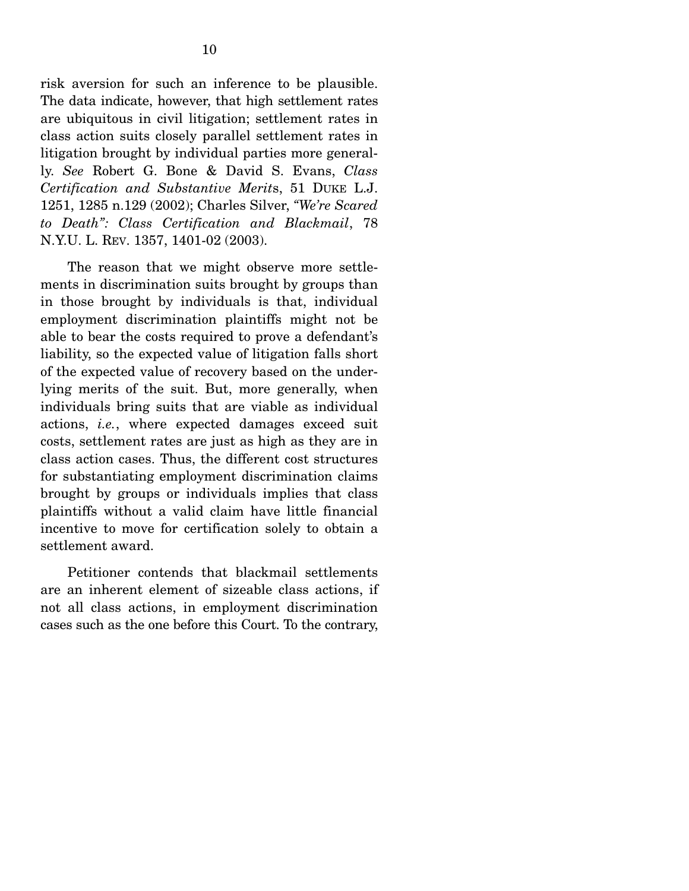risk aversion for such an inference to be plausible. The data indicate, however, that high settlement rates are ubiquitous in civil litigation; settlement rates in class action suits closely parallel settlement rates in litigation brought by individual parties more generally. *See* Robert G. Bone & David S. Evans, *Class Certification and Substantive Merits*, 51 DUKE L.J. 1251, 1285 n.129 (2002); Charles Silver, *"We're Scared to Death": Class Certification and Blackmail*, 78 N.Y.U. L. REV. 1357, 1401-02 (2003).

The reason that we might observe more settlements in discrimination suits brought by groups than in those brought by individuals is that, individual employment discrimination plaintiffs might not be able to bear the costs required to prove a defendant's liability, so the expected value of litigation falls short of the expected value of recovery based on the underlying merits of the suit. But, more generally, when individuals bring suits that are viable as individual actions, *i.e.*, where expected damages exceed suit costs, settlement rates are just as high as they are in class action cases. Thus, the different cost structures for substantiating employment discrimination claims brought by groups or individuals implies that class plaintiffs without a valid claim have little financial incentive to move for certification solely to obtain a settlement award.

Petitioner contends that blackmail settlements are an inherent element of sizeable class actions, if not all class actions, in employment discrimination cases such as the one before this Court. To the contrary,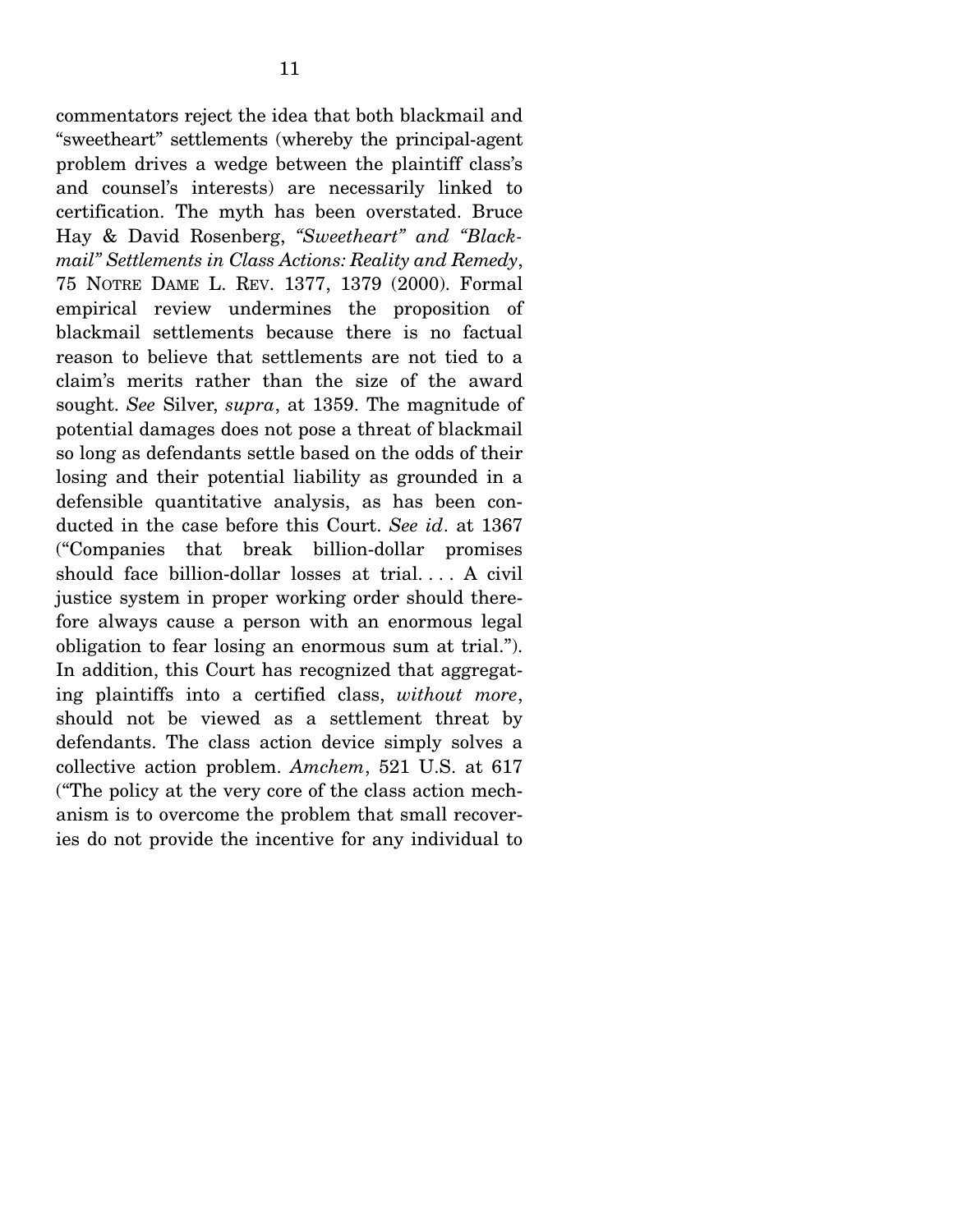commentators reject the idea that both blackmail and "sweetheart" settlements (whereby the principal-agent problem drives a wedge between the plaintiff class's and counsel's interests) are necessarily linked to certification. The myth has been overstated. Bruce Hay & David Rosenberg, *"Sweetheart" and "Blackmail" Settlements in Class Actions: Reality and Remedy*, 75 NOTRE DAME L. REV. 1377, 1379 (2000). Formal empirical review undermines the proposition of blackmail settlements because there is no factual reason to believe that settlements are not tied to a claim's merits rather than the size of the award sought. *See* Silver, *supra*, at 1359. The magnitude of potential damages does not pose a threat of blackmail so long as defendants settle based on the odds of their losing and their potential liability as grounded in a defensible quantitative analysis, as has been conducted in the case before this Court. *See id*. at 1367 ("Companies that break billion-dollar promises should face billion-dollar losses at trial. . . . A civil justice system in proper working order should therefore always cause a person with an enormous legal obligation to fear losing an enormous sum at trial."). In addition, this Court has recognized that aggregating plaintiffs into a certified class, *without more*, should not be viewed as a settlement threat by defendants. The class action device simply solves a collective action problem. *Amchem*, 521 U.S. at 617 ("The policy at the very core of the class action mechanism is to overcome the problem that small recoveries do not provide the incentive for any individual to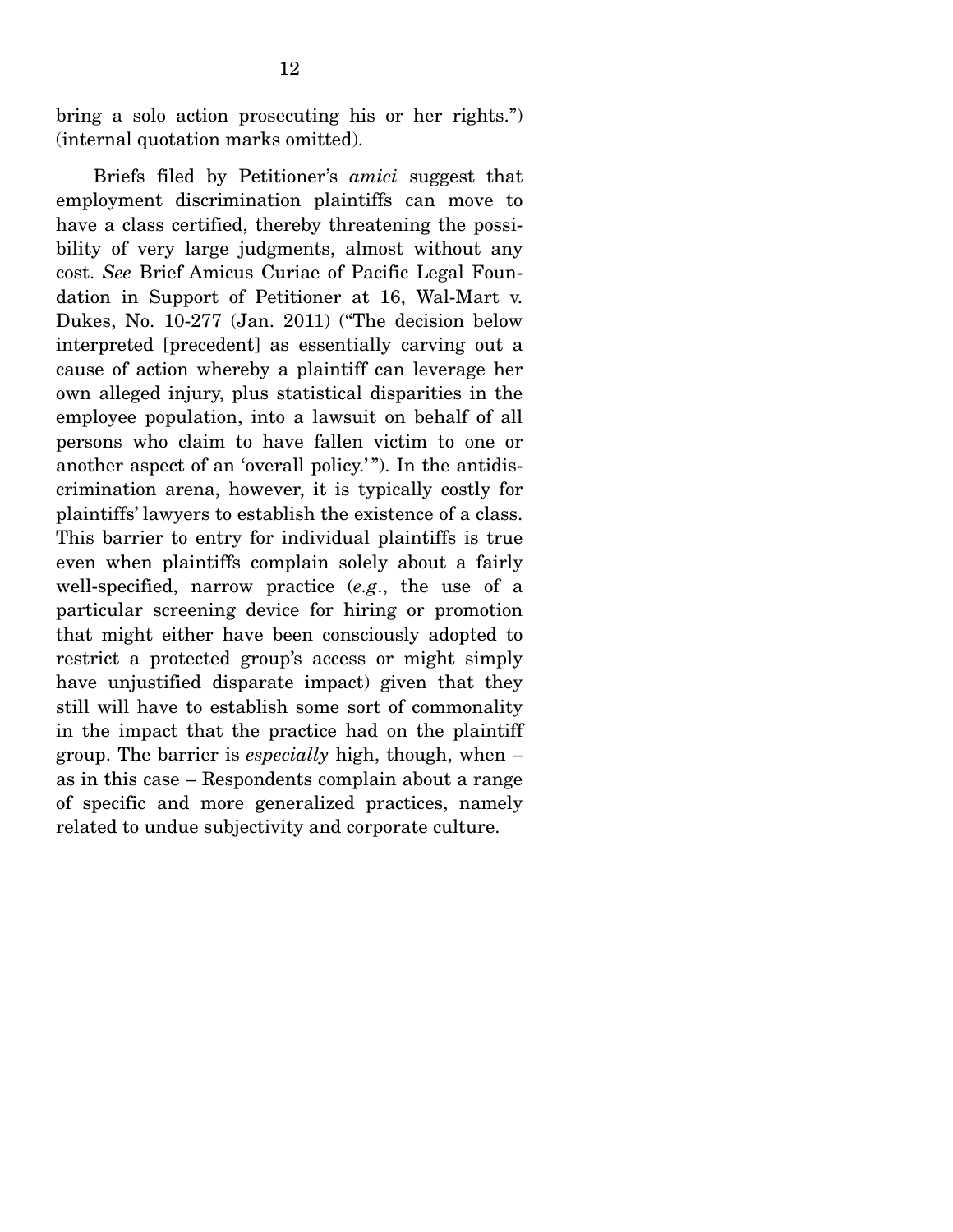bring a solo action prosecuting his or her rights.") (internal quotation marks omitted).

Briefs filed by Petitioner's *amici* suggest that employment discrimination plaintiffs can move to have a class certified, thereby threatening the possibility of very large judgments, almost without any cost. *See* Brief Amicus Curiae of Pacific Legal Foundation in Support of Petitioner at 16, Wal-Mart v. Dukes, No. 10-277 (Jan. 2011) ("The decision below interpreted [precedent] as essentially carving out a cause of action whereby a plaintiff can leverage her own alleged injury, plus statistical disparities in the employee population, into a lawsuit on behalf of all persons who claim to have fallen victim to one or another aspect of an 'overall policy.'"). In the antidiscrimination arena, however, it is typically costly for plaintiffs' lawyers to establish the existence of a class. This barrier to entry for individual plaintiffs is true even when plaintiffs complain solely about a fairly well-specified, narrow practice (*e.g*., the use of a particular screening device for hiring or promotion that might either have been consciously adopted to restrict a protected group's access or might simply have unjustified disparate impact) given that they still will have to establish some sort of commonality in the impact that the practice had on the plaintiff group. The barrier is *especially* high, though, when – as in this case – Respondents complain about a range of specific and more generalized practices, namely related to undue subjectivity and corporate culture.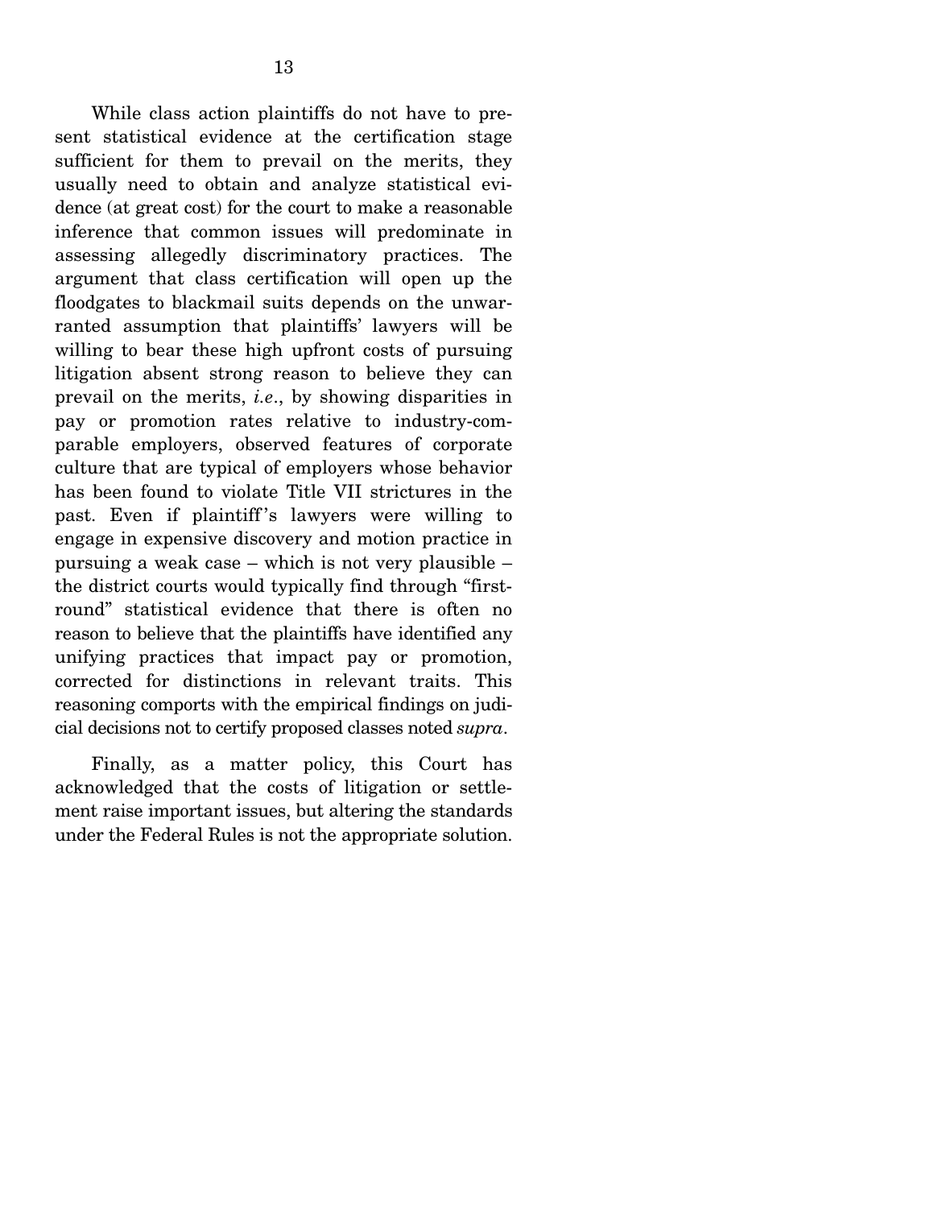While class action plaintiffs do not have to present statistical evidence at the certification stage sufficient for them to prevail on the merits, they usually need to obtain and analyze statistical evidence (at great cost) for the court to make a reasonable inference that common issues will predominate in assessing allegedly discriminatory practices. The argument that class certification will open up the floodgates to blackmail suits depends on the unwarranted assumption that plaintiffs' lawyers will be willing to bear these high upfront costs of pursuing litigation absent strong reason to believe they can prevail on the merits, *i.e.*, by showing disparities in pay or promotion rates relative to industry-comparable employers, observed features of corporate culture that are typical of employers whose behavior has been found to violate Title VII strictures in the past. Even if plaintiff's lawyers were willing to engage in expensive discovery and motion practice in pursuing a weak case – which is not very plausible – the district courts would typically find through "first-round" statistical evidence that there is often no reason to believe that the plaintiffs have identified any unifying practices that impact pay or promotion, corrected for distinctions in relevant traits. This reasoning comports with the empirical findings on judicial decisions not to certify proposed classes noted *supra*.

Finally, as a matter policy, this Court has acknowledged that the costs of litigation or settlement raise important issues, but altering the standards under the Federal Rules is not the appropriate solution.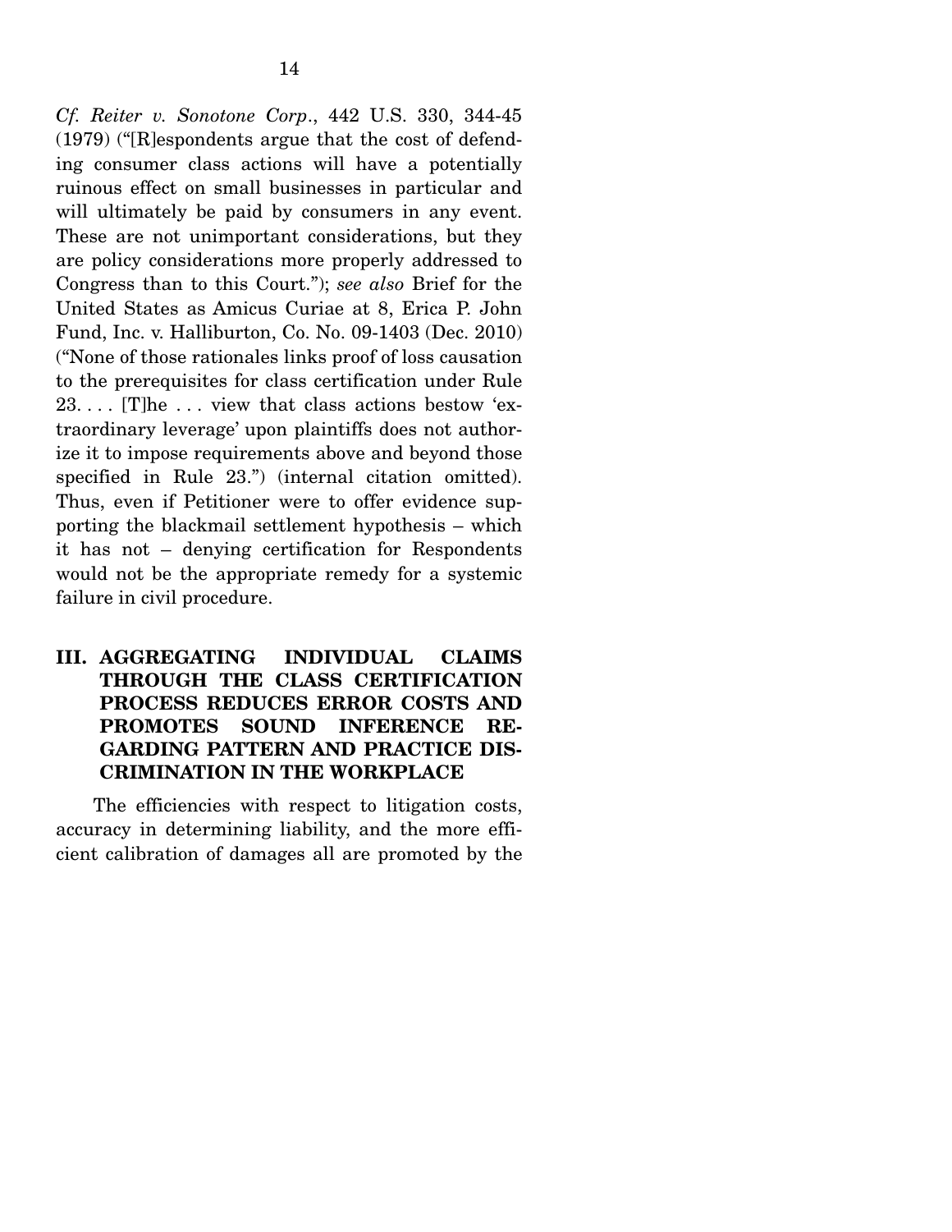*Cf. Reiter v. Sonotone Corp*., 442 U.S. 330, 344-45 (1979) ("[R]espondents argue that the cost of defending consumer class actions will have a potentially ruinous effect on small businesses in particular and will ultimately be paid by consumers in any event. These are not unimportant considerations, but they are policy considerations more properly addressed to Congress than to this Court."); *see also* Brief for the United States as Amicus Curiae at 8, Erica P. John Fund, Inc. v. Halliburton, Co. No. 09-1403 (Dec. 2010) ("None of those rationales links proof of loss causation to the prerequisites for class certification under Rule 23. . . . [T]he . . . view that class actions bestow 'extraordinary leverage' upon plaintiffs does not authorize it to impose requirements above and beyond those specified in Rule 23.") (internal citation omitted). Thus, even if Petitioner were to offer evidence supporting the blackmail settlement hypothesis – which it has not – denying certification for Respondents would not be the appropriate remedy for a systemic failure in civil procedure.

## III. AGGREGATING INDIVIDUAL CLAIMS THROUGH THE CLASS CERTIFICATION PROCESS REDUCES ERROR COSTS AND PROMOTES SOUND INFERENCE REGARDING PATTERN AND PRACTICE DISCRIMINATION IN THE WORKPLACE

The efficiencies with respect to litigation costs, accuracy in determining liability, and the more efficient calibration of damages all are promoted by the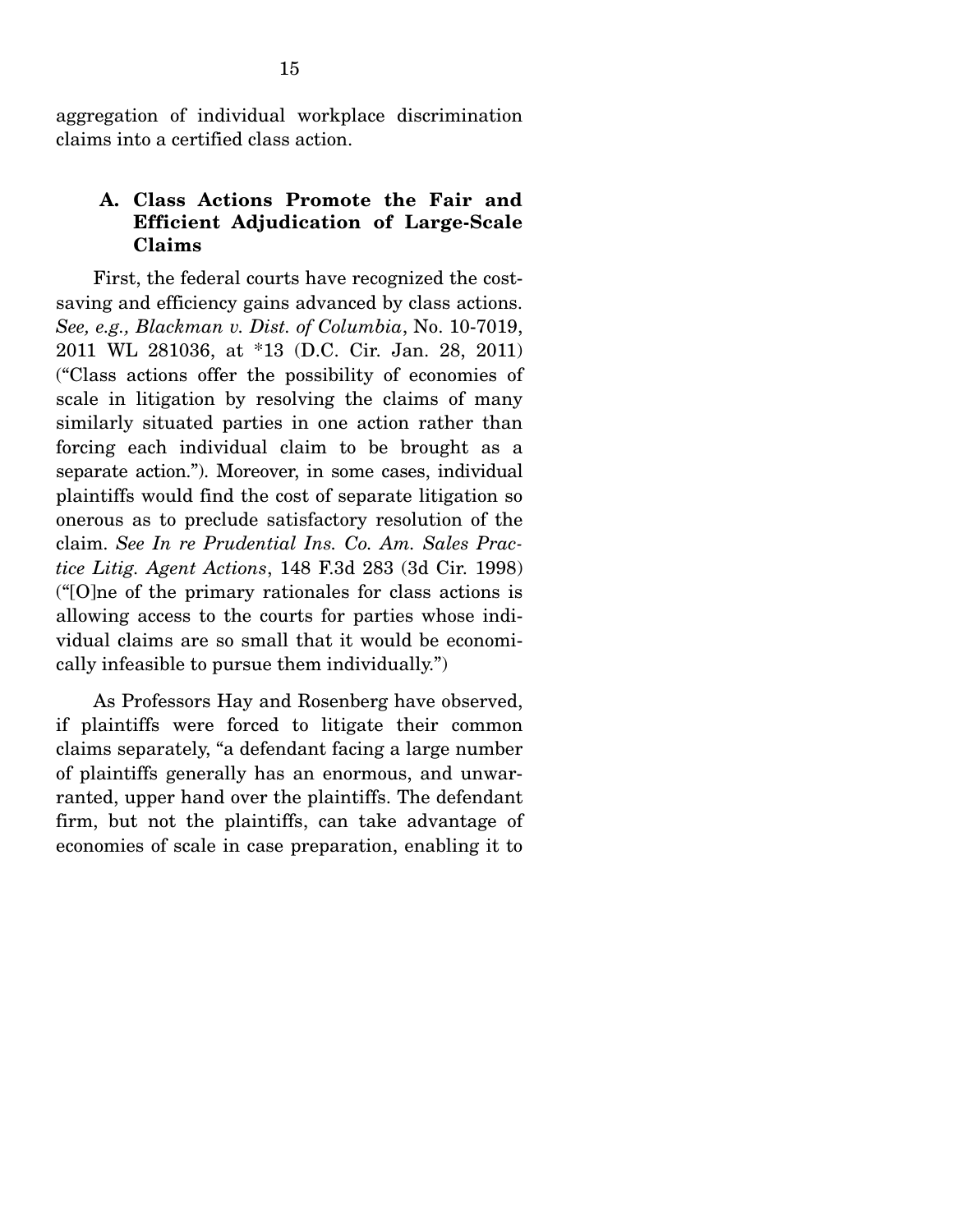aggregation of individual workplace discrimination claims into a certified class action.

### A. Class Actions Promote the Fair and Efficient Adjudication of Large-Scale Claims

First, the federal courts have recognized the cost-saving and efficiency gains advanced by class actions. *See, e.g., Blackman v. Dist. of Columbia*, No. 10-7019, 2011 WL 281036, at *13 (D.C. Cir. Jan. 28, 2011) ("Class actions offer the possibility of economies of scale in litigation by resolving the claims of many similarly situated parties in one action rather than forcing each individual claim to be brought as a separate action."). Moreover, in some cases, individual plaintiffs would find the cost of separate litigation so onerous as to preclude satisfactory resolution of the claim. *See In re Prudential Ins. Co. Am. Sales Practice Litig. Agent Actions*, 148 F.3d 283 (3d Cir. 1998) ("[O]ne of the primary rationales for class actions is allowing access to the courts for parties whose individual claims are so small that it would be economically infeasible to pursue them individually.")

As Professors Hay and Rosenberg have observed, if plaintiffs were forced to litigate their common claims separately, "a defendant facing a large number of plaintiffs generally has an enormous, and unwarranted, upper hand over the plaintiffs. The defendant firm, but not the plaintiffs, can take advantage of economies of scale in case preparation, enabling it to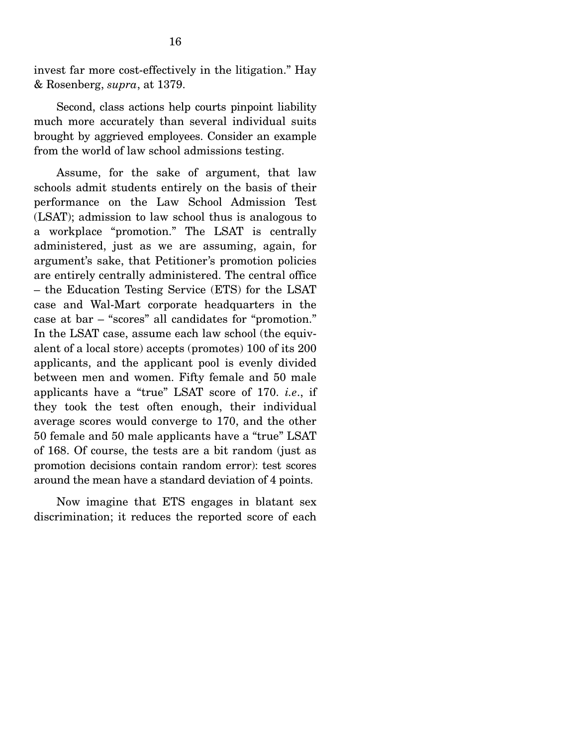invest far more cost-effectively in the litigation." Hay & Rosenberg, *supra*, at 1379.

Second, class actions help courts pinpoint liability much more accurately than several individual suits brought by aggrieved employees. Consider an example from the world of law school admissions testing.

Assume, for the sake of argument, that law schools admit students entirely on the basis of their performance on the Law School Admission Test (LSAT); admission to law school thus is analogous to a workplace "promotion." The LSAT is centrally administered, just as we are assuming, again, for argument's sake, that Petitioner's promotion policies are entirely centrally administered. The central office – the Education Testing Service (ETS) for the LSAT case and Wal-Mart corporate headquarters in the case at bar – "scores" all candidates for "promotion." In the LSAT case, assume each law school (the equivalent of a local store) accepts (promotes) 100 of its 200 applicants, and the applicant pool is evenly divided between men and women. Fifty female and 50 male applicants have a "true" LSAT score of 170. *i.e*., if they took the test often enough, their individual average scores would converge to 170, and the other 50 female and 50 male applicants have a "true" LSAT of 168. Of course, the tests are a bit random (just as promotion decisions contain random error): test scores around the mean have a standard deviation of 4 points.

Now imagine that ETS engages in blatant sex discrimination; it reduces the reported score of each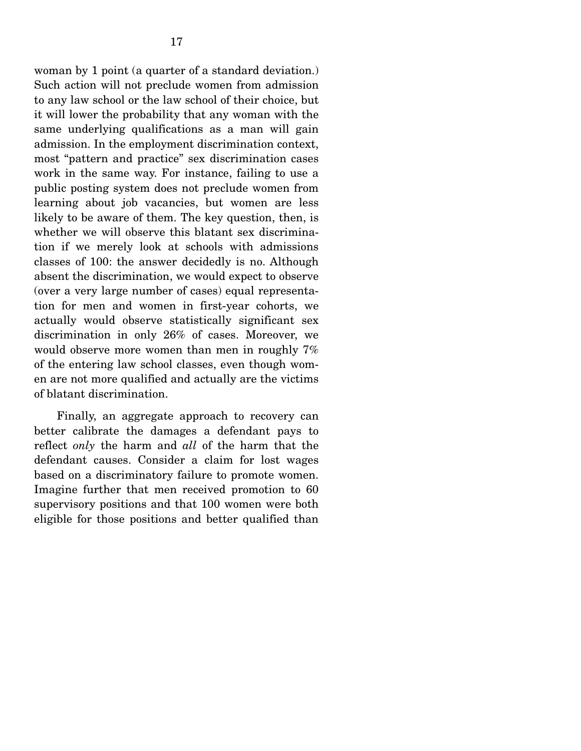woman by 1 point (a quarter of a standard deviation.) Such action will not preclude women from admission to any law school or the law school of their choice, but it will lower the probability that any woman with the same underlying qualifications as a man will gain admission. In the employment discrimination context, most "pattern and practice" sex discrimination cases work in the same way. For instance, failing to use a public posting system does not preclude women from learning about job vacancies, but women are less likely to be aware of them. The key question, then, is whether we will observe this blatant sex discrimination if we merely look at schools with admissions classes of 100: the answer decidedly is no. Although absent the discrimination, we would expect to observe (over a very large number of cases) equal representation for men and women in first-year cohorts, we actually would observe statistically significant sex discrimination in only 26% of cases. Moreover, we would observe more women than men in roughly 7% of the entering law school classes, even though women are not more qualified and actually are the victims of blatant discrimination.

Finally, an aggregate approach to recovery can better calibrate the damages a defendant pays to reflect *only* the harm and *all* of the harm that the defendant causes. Consider a claim for lost wages based on a discriminatory failure to promote women. Imagine further that men received promotion to 60 supervisory positions and that 100 women were both eligible for those positions and better qualified than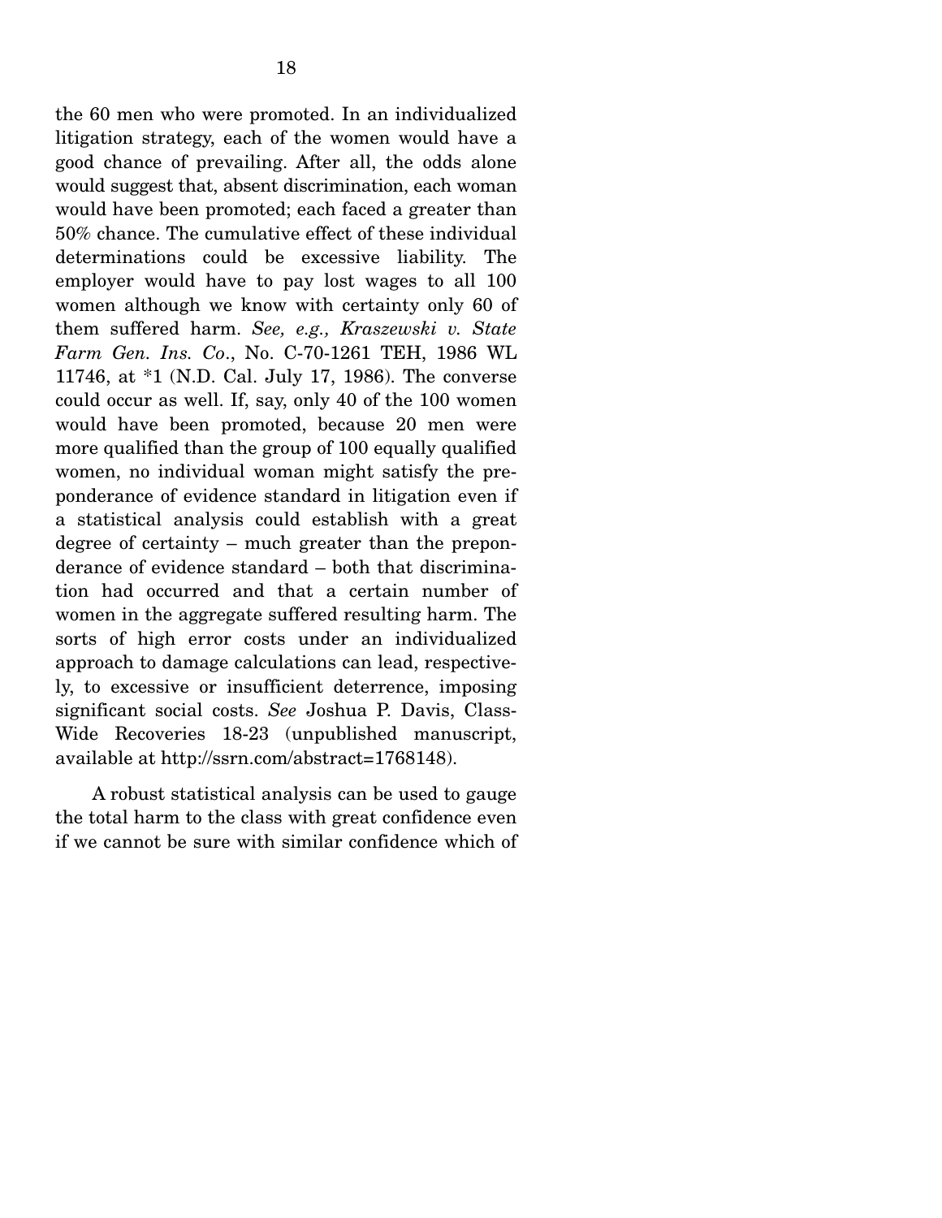the 60 men who were promoted. In an individualized litigation strategy, each of the women would have a good chance of prevailing. After all, the odds alone would suggest that, absent discrimination, each woman would have been promoted; each faced a greater than 50% chance. The cumulative effect of these individual determinations could be excessive liability. The employer would have to pay lost wages to all 100 women although we know with certainty only 60 of them suffered harm. *See, e.g., Kraszewski v. State Farm Gen. Ins. Co.*, No. C-70-1261 TEH, 1986 WL 11746, at *1 (N.D. Cal. July 17, 1986). The converse could occur as well. If, say, only 40 of the 100 women would have been promoted, because 20 men were more qualified than the group of 100 equally qualified women, no individual woman might satisfy the preponderance of evidence standard in litigation even if a statistical analysis could establish with a great degree of certainty – much greater than the preponderance of evidence standard – both that discrimination had occurred and that a certain number of women in the aggregate suffered resulting harm. The sorts of high error costs under an individualized approach to damage calculations can lead, respectively, to excessive or insufficient deterrence, imposing significant social costs. *See* Joshua P. Davis, Class-Wide Recoveries 18-23 (unpublished manuscript, available at http://ssrn.com/abstract=1768148).

A robust statistical analysis can be used to gauge the total harm to the class with great confidence even if we cannot be sure with similar confidence which of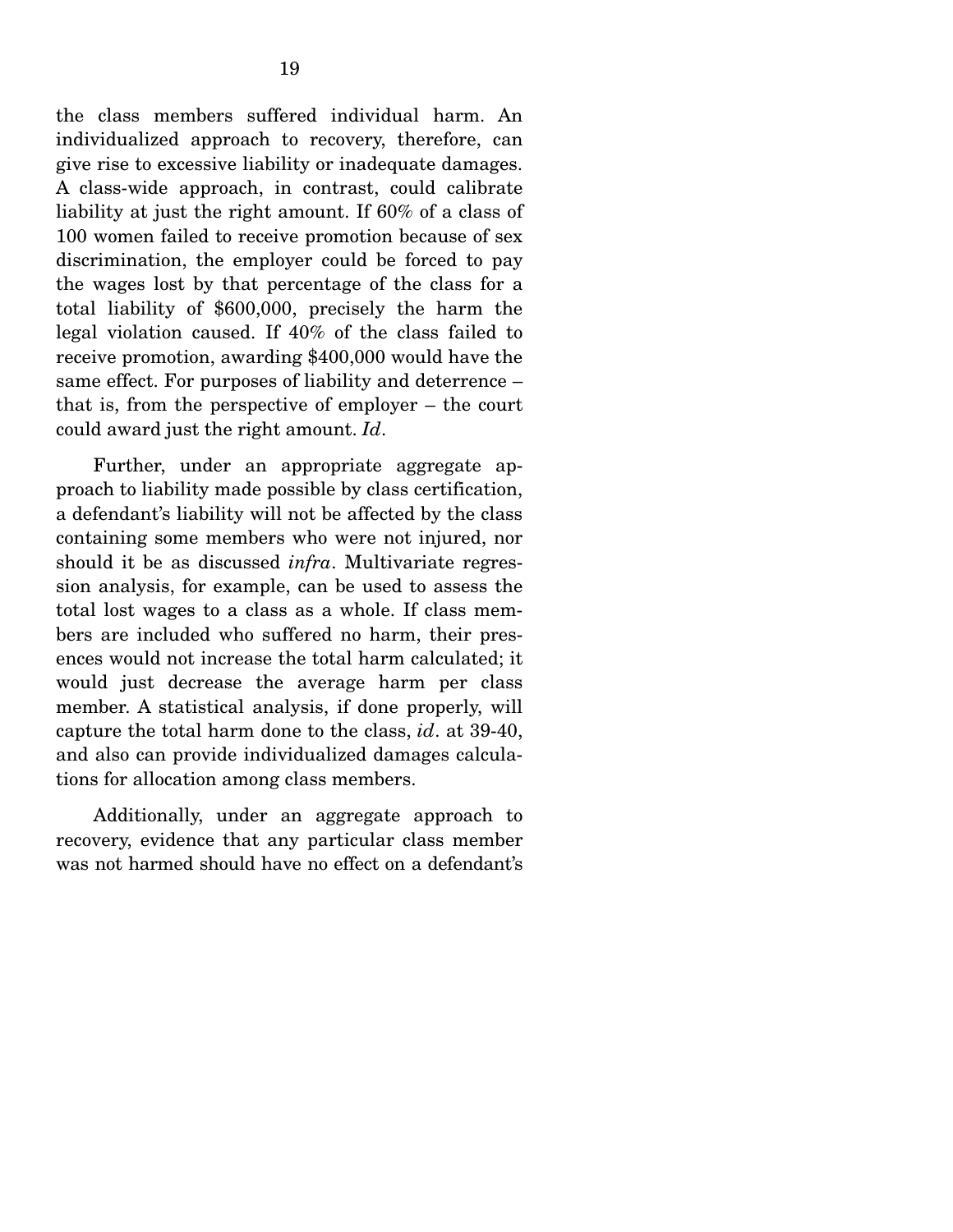the class members suffered individual harm. An individualized approach to recovery, therefore, can give rise to excessive liability or inadequate damages. A class-wide approach, in contrast, could calibrate liability at just the right amount. If 60% of a class of 100 women failed to receive promotion because of sex discrimination, the employer could be forced to pay the wages lost by that percentage of the class for a total liability of $600,000, precisely the harm the legal violation caused. If 40% of the class failed to receive promotion, awarding $400,000 would have the same effect. For purposes of liability and deterrence – that is, from the perspective of employer – the court could award just the right amount. *Id*.

Further, under an appropriate aggregate approach to liability made possible by class certification, a defendant's liability will not be affected by the class containing some members who were not injured, nor should it be as discussed *infra*. Multivariate regression analysis, for example, can be used to assess the total lost wages to a class as a whole. If class members are included who suffered no harm, their presences would not increase the total harm calculated; it would just decrease the average harm per class member. A statistical analysis, if done properly, will capture the total harm done to the class, *id*. at 39-40, and also can provide individualized damages calculations for allocation among class members.

Additionally, under an aggregate approach to recovery, evidence that any particular class member was not harmed should have no effect on a defendant's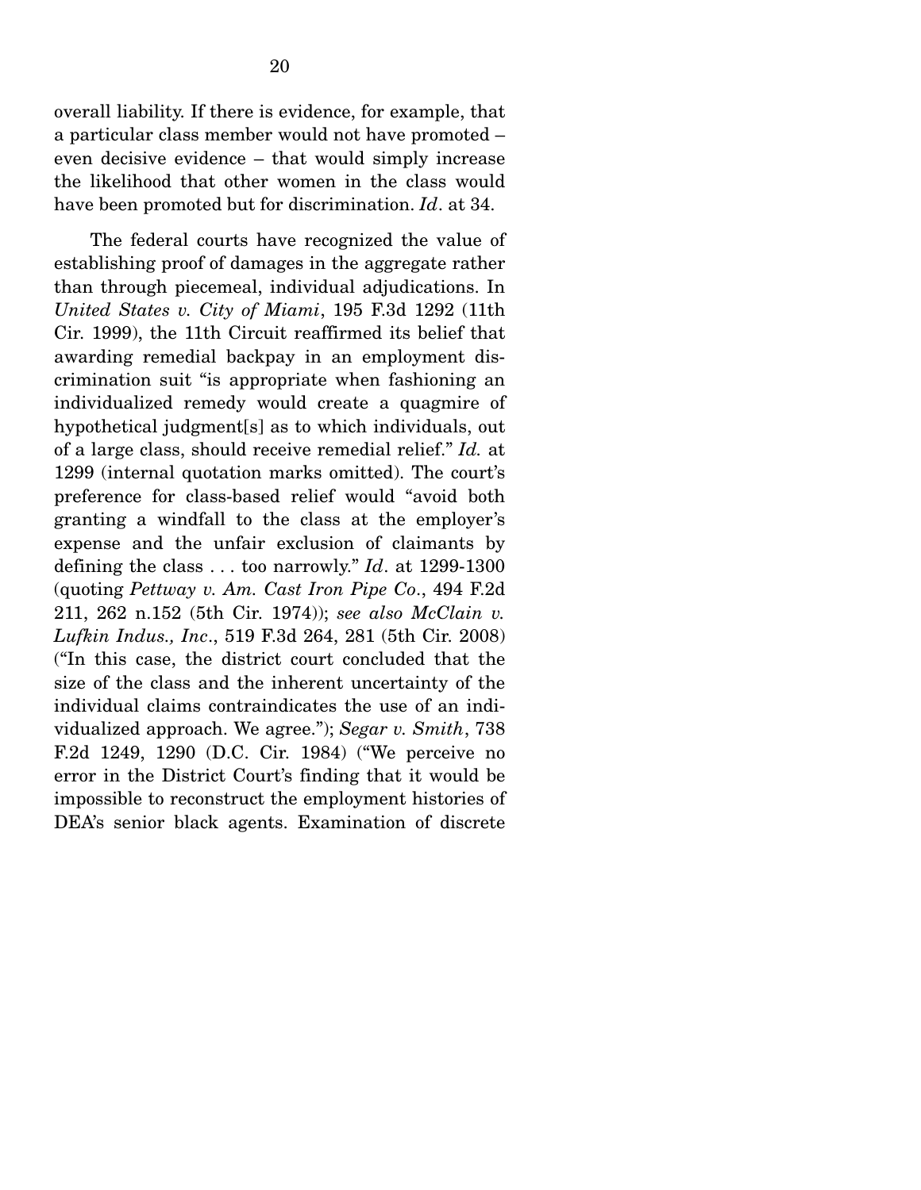overall liability. If there is evidence, for example, that a particular class member would not have promoted – even decisive evidence – that would simply increase the likelihood that other women in the class would have been promoted but for discrimination. *Id*. at 34.

The federal courts have recognized the value of establishing proof of damages in the aggregate rather than through piecemeal, individual adjudications. In *United States v. City of Miami*, 195 F.3d 1292 (11th Cir. 1999), the 11th Circuit reaffirmed its belief that awarding remedial backpay in an employment discrimination suit "is appropriate when fashioning an individualized remedy would create a quagmire of hypothetical judgment[s] as to which individuals, out of a large class, should receive remedial relief." *Id.* at 1299 (internal quotation marks omitted). The court's preference for class-based relief would "avoid both granting a windfall to the class at the employer's expense and the unfair exclusion of claimants by defining the class . . . too narrowly." *Id*. at 1299-1300 (quoting *Pettway v. Am. Cast Iron Pipe Co*., 494 F.2d 211, 262 n.152 (5th Cir. 1974)); *see also McClain v. Lufkin Indus., Inc*., 519 F.3d 264, 281 (5th Cir. 2008) ("In this case, the district court concluded that the size of the class and the inherent uncertainty of the individual claims contraindicates the use of an individualized approach. We agree."); *Segar v. Smith*, 738 F.2d 1249, 1290 (D.C. Cir. 1984) ("We perceive no error in the District Court's finding that it would be impossible to reconstruct the employment histories of DEA's senior black agents. Examination of discrete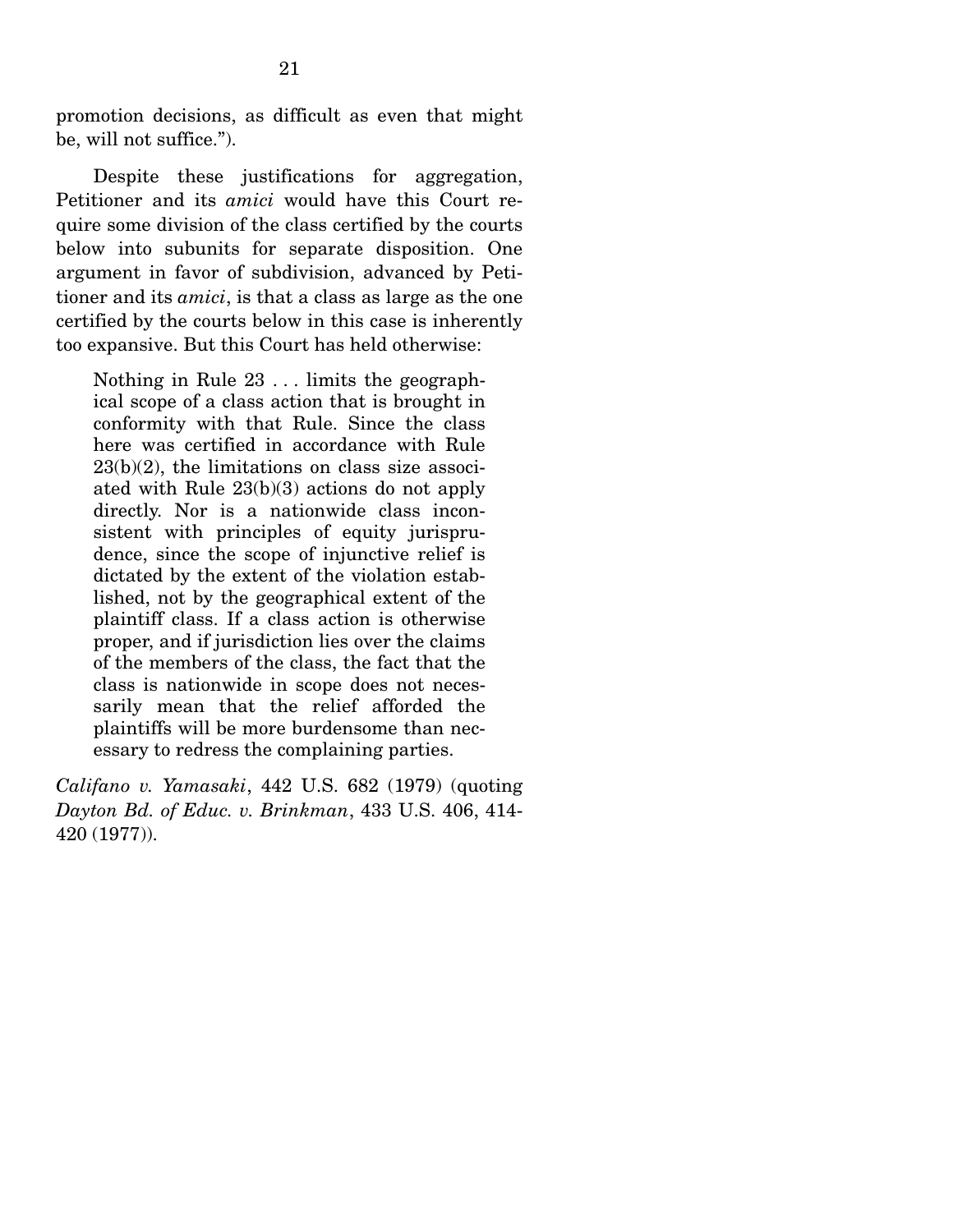promotion decisions, as difficult as even that might be, will not suffice.").

Despite these justifications for aggregation, Petitioner and its *amici* would have this Court require some division of the class certified by the courts below into subunits for separate disposition. One argument in favor of subdivision, advanced by Petitioner and its *amici*, is that a class as large as the one certified by the courts below in this case is inherently too expansive. But this Court has held otherwise:

> Nothing in Rule 23 . . . limits the geographical scope of a class action that is brought in conformity with that Rule. Since the class here was certified in accordance with Rule 23(b)(2), the limitations on class size associated with Rule 23(b)(3) actions do not apply directly. Nor is a nationwide class inconsistent with principles of equity jurisprudence, since the scope of injunctive relief is dictated by the extent of the violation established, not by the geographical extent of the plaintiff class. If a class action is otherwise proper, and if jurisdiction lies over the claims of the members of the class, the fact that the class is nationwide in scope does not necessarily mean that the relief afforded the plaintiffs will be more burdensome than necessary to redress the complaining parties.

*Califano v. Yamasaki*, 442 U.S. 682 (1979) (quoting *Dayton Bd. of Educ. v. Brinkman*, 433 U.S. 406, 414-420 (1977)).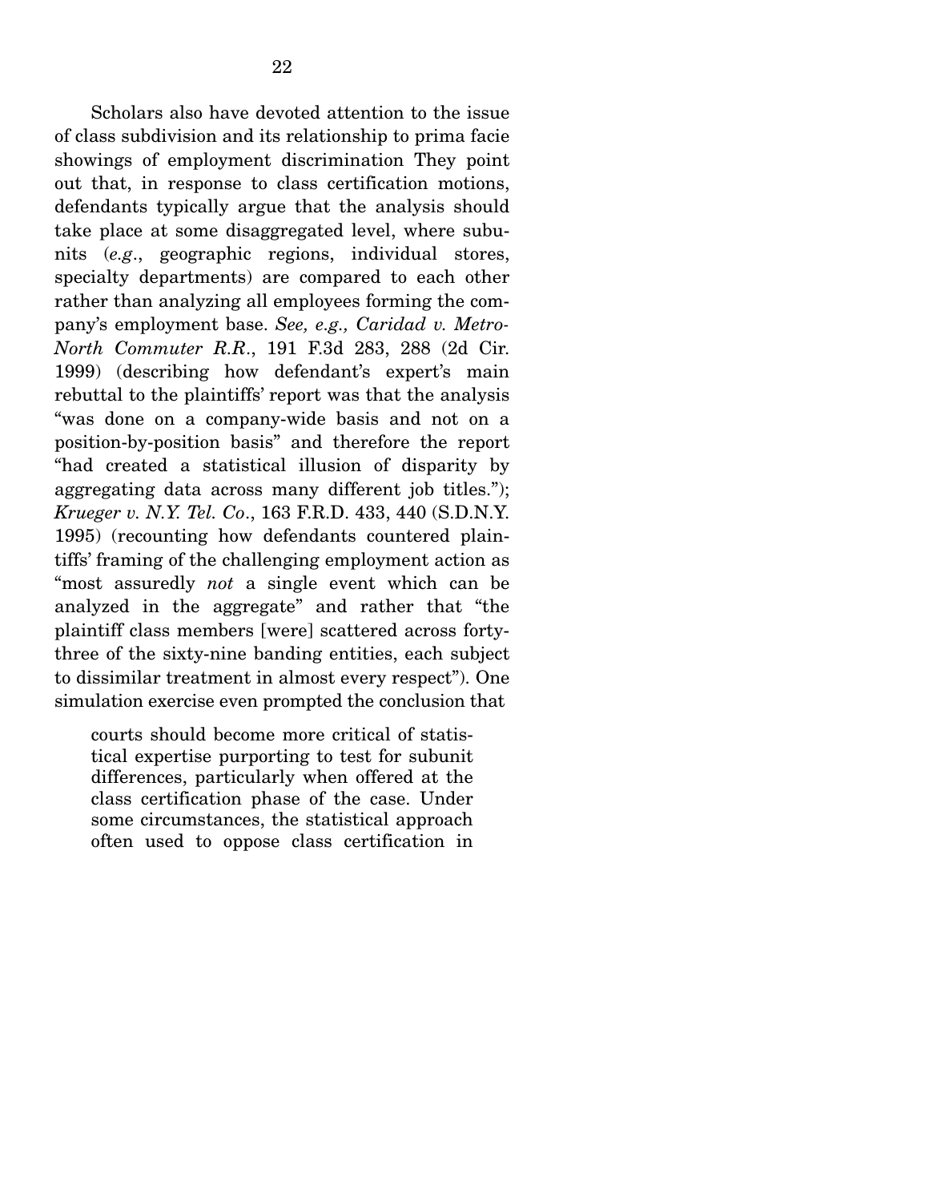Scholars also have devoted attention to the issue of class subdivision and its relationship to prima facie showings of employment discrimination They point out that, in response to class certification motions, defendants typically argue that the analysis should take place at some disaggregated level, where subunits (*e.g.*, geographic regions, individual stores, specialty departments) are compared to each other rather than analyzing all employees forming the company's employment base. *See, e.g., Caridad v. Metro-North Commuter R.R.*, 191 F.3d 283, 288 (2d Cir. 1999) (describing how defendant's expert's main rebuttal to the plaintiffs' report was that the analysis "was done on a company-wide basis and not on a position-by-position basis" and therefore the report "had created a statistical illusion of disparity by aggregating data across many different job titles."); *Krueger v. N.Y. Tel. Co*., 163 F.R.D. 433, 440 (S.D.N.Y. 1995) (recounting how defendants countered plaintiffs' framing of the challenging employment action as "most assuredly *not* a single event which can be analyzed in the aggregate" and rather that "the plaintiff class members [were] scattered across forty-three of the sixty-nine banding entities, each subject to dissimilar treatment in almost every respect"). One simulation exercise even prompted the conclusion that

> courts should become more critical of statistical expertise purporting to test for subunit differences, particularly when offered at the class certification phase of the case. Under some circumstances, the statistical approach often used to oppose class certification in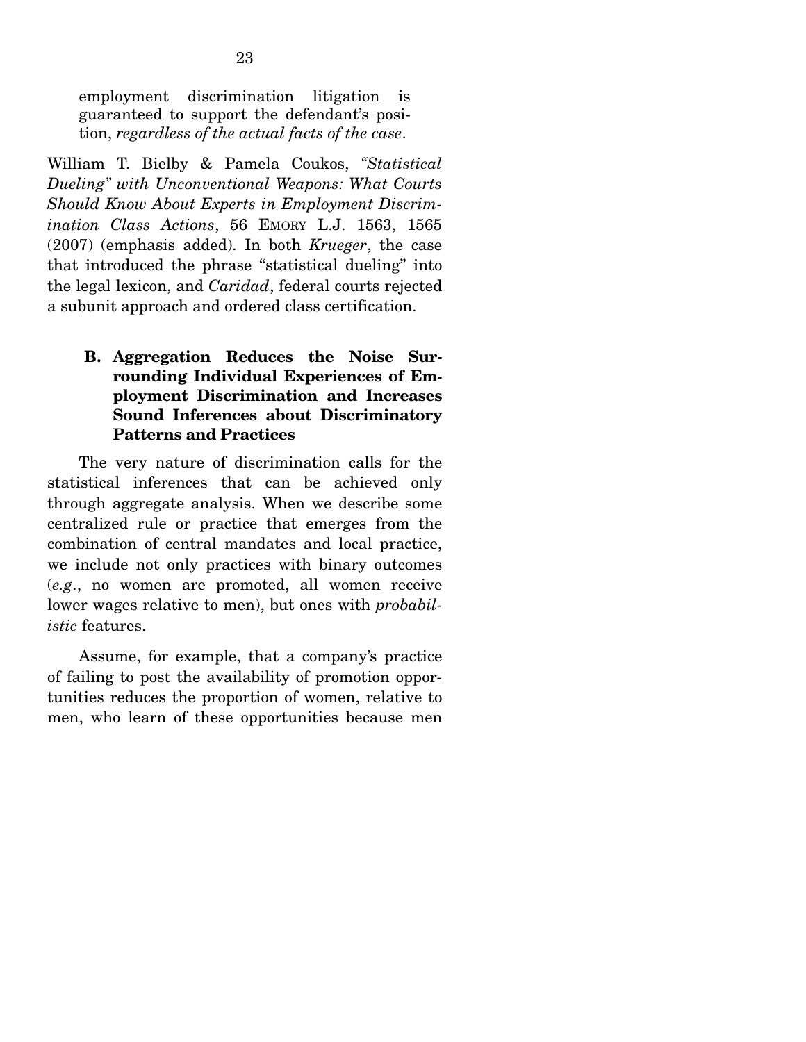> employment discrimination litigation is guaranteed to support the defendant's position, *regardless of the actual facts of the case*.

William T. Bielby & Pamela Coukos, *"Statistical Dueling" with Unconventional Weapons: What Courts Should Know About Experts in Employment Discrimination Class Actions*, 56 EMORY L.J. 1563, 1565 (2007) (emphasis added). In both *Krueger*, the case that introduced the phrase "statistical dueling" into the legal lexicon, and *Caridad*, federal courts rejected a subunit approach and ordered class certification.

### B. Aggregation Reduces the Noise Surrounding Individual Experiences of Employment Discrimination and Increases Sound Inferences about Discriminatory Patterns and Practices

The very nature of discrimination calls for the statistical inferences that can be achieved only through aggregate analysis. When we describe some centralized rule or practice that emerges from the combination of central mandates and local practice, we include not only practices with binary outcomes (*e.g.*, no women are promoted, all women receive lower wages relative to men), but ones with *probabilistic* features.

Assume, for example, that a company's practice of failing to post the availability of promotion opportunities reduces the proportion of women, relative to men, who learn of these opportunities because men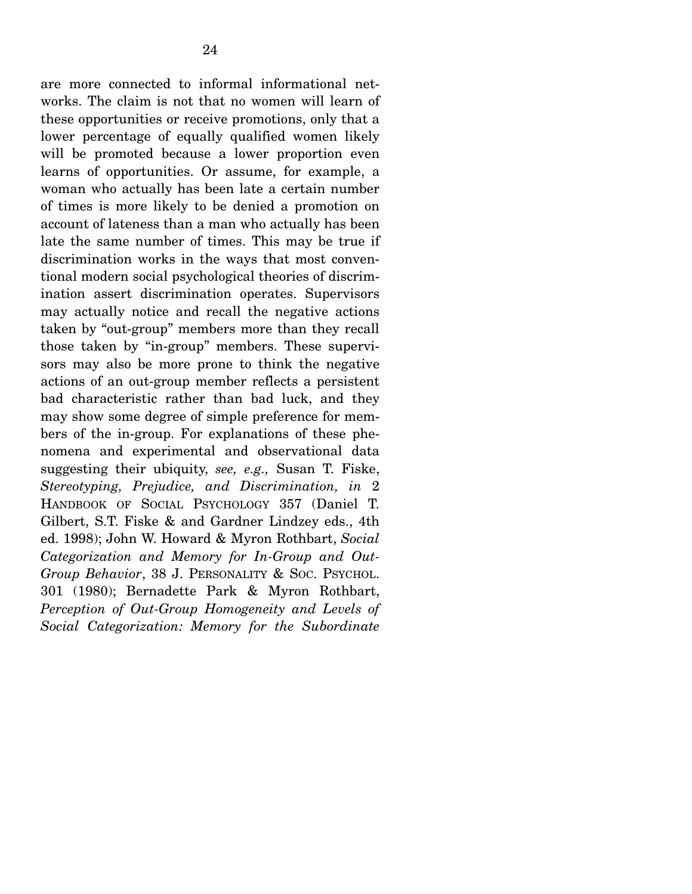are more connected to informal informational networks. The claim is not that no women will learn of these opportunities or receive promotions, only that a lower percentage of equally qualified women likely will be promoted because a lower proportion even learns of opportunities. Or assume, for example, a woman who actually has been late a certain number of times is more likely to be denied a promotion on account of lateness than a man who actually has been late the same number of times. This may be true if discrimination works in the ways that most conventional modern social psychological theories of discrimination assert discrimination operates. Supervisors may actually notice and recall the negative actions taken by "out-group" members more than they recall those taken by "in-group" members. These supervisors may also be more prone to think the negative actions of an out-group member reflects a persistent bad characteristic rather than bad luck, and they may show some degree of simple preference for members of the in-group. For explanations of these phenomena and experimental and observational data suggesting their ubiquity, *see, e.g.,* Susan T. Fiske, *Stereotyping, Prejudice, and Discrimination, in* 2 HANDBOOK OF SOCIAL PSYCHOLOGY 357 (Daniel T. Gilbert, S.T. Fiske & and Gardner Lindzey eds., 4th ed. 1998); John W. Howard & Myron Rothbart, *Social Categorization and Memory for In-Group and Out-Group Behavior*, 38 J. PERSONALITY & SOC. PSYCHOL. 301 (1980); Bernadette Park & Myron Rothbart, *Perception of Out-Group Homogeneity and Levels of Social Categorization: Memory for the Subordinate*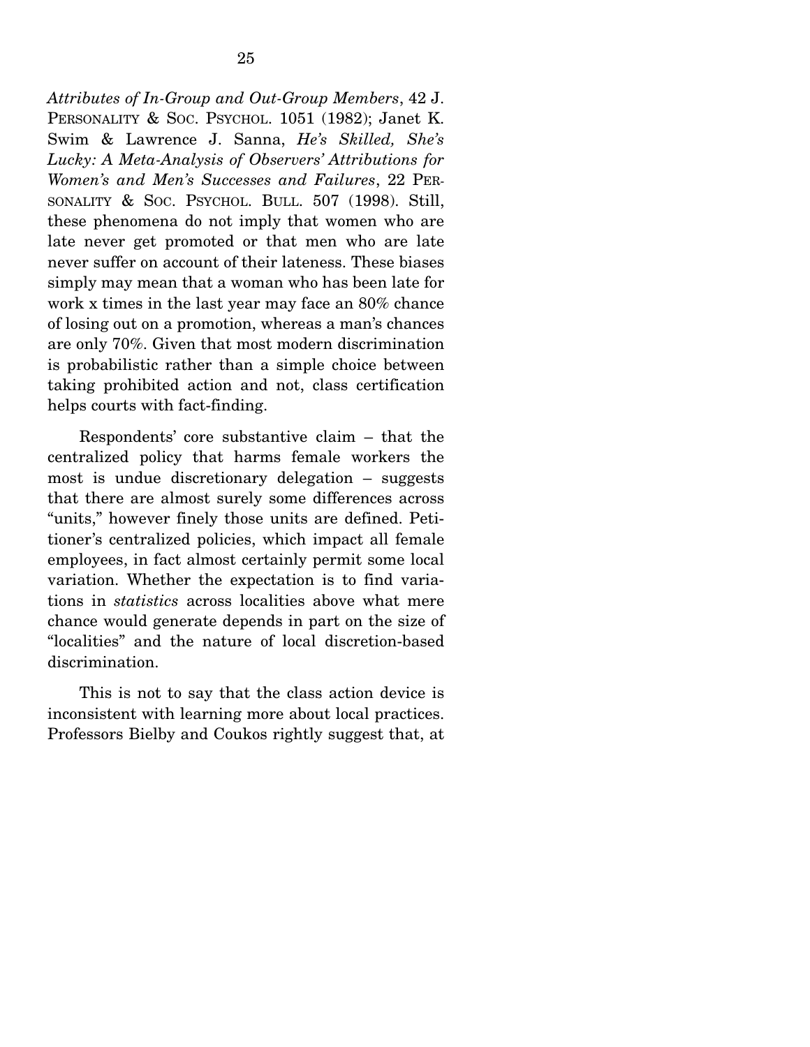*Attributes of In-Group and Out-Group Members*, 42 J. PERSONALITY & SOC. PSYCHOL. 1051 (1982); Janet K. Swim & Lawrence J. Sanna, *He's Skilled, She's Lucky: A Meta-Analysis of Observers' Attributions for Women's and Men's Successes and Failures*, 22 PERSONALITY & SOC. PSYCHOL. BULL. 507 (1998). Still, these phenomena do not imply that women who are late never get promoted or that men who are late never suffer on account of their lateness. These biases simply may mean that a woman who has been late for work x times in the last year may face an 80% chance of losing out on a promotion, whereas a man's chances are only 70%. Given that most modern discrimination is probabilistic rather than a simple choice between taking prohibited action and not, class certification helps courts with fact-finding.

Respondents' core substantive claim – that the centralized policy that harms female workers the most is undue discretionary delegation – suggests that there are almost surely some differences across "units," however finely those units are defined. Petitioner's centralized policies, which impact all female employees, in fact almost certainly permit some local variation. Whether the expectation is to find variations in *statistics* across localities above what mere chance would generate depends in part on the size of "localities" and the nature of local discretion-based discrimination.

This is not to say that the class action device is inconsistent with learning more about local practices. Professors Bielby and Coukos rightly suggest that, at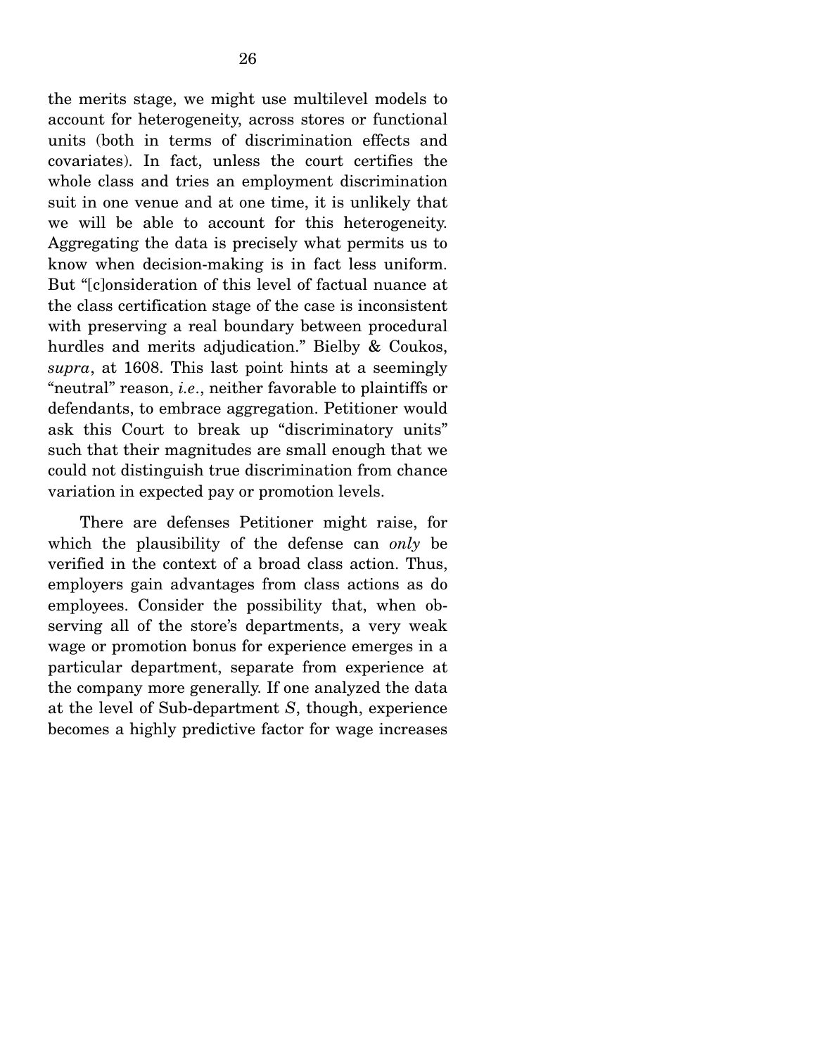the merits stage, we might use multilevel models to account for heterogeneity, across stores or functional units (both in terms of discrimination effects and covariates). In fact, unless the court certifies the whole class and tries an employment discrimination suit in one venue and at one time, it is unlikely that we will be able to account for this heterogeneity. Aggregating the data is precisely what permits us to know when decision-making is in fact less uniform. But "[c]onsideration of this level of factual nuance at the class certification stage of the case is inconsistent with preserving a real boundary between procedural hurdles and merits adjudication." Bielby & Coukos, *supra*, at 1608. This last point hints at a seemingly "neutral" reason, *i.e.*, neither favorable to plaintiffs or defendants, to embrace aggregation. Petitioner would ask this Court to break up "discriminatory units" such that their magnitudes are small enough that we could not distinguish true discrimination from chance variation in expected pay or promotion levels.

There are defenses Petitioner might raise, for which the plausibility of the defense can *only* be verified in the context of a broad class action. Thus, employers gain advantages from class actions as do employees. Consider the possibility that, when observing all of the store's departments, a very weak wage or promotion bonus for experience emerges in a particular department, separate from experience at the company more generally. If one analyzed the data at the level of Sub-department *S*, though, experience becomes a highly predictive factor for wage increases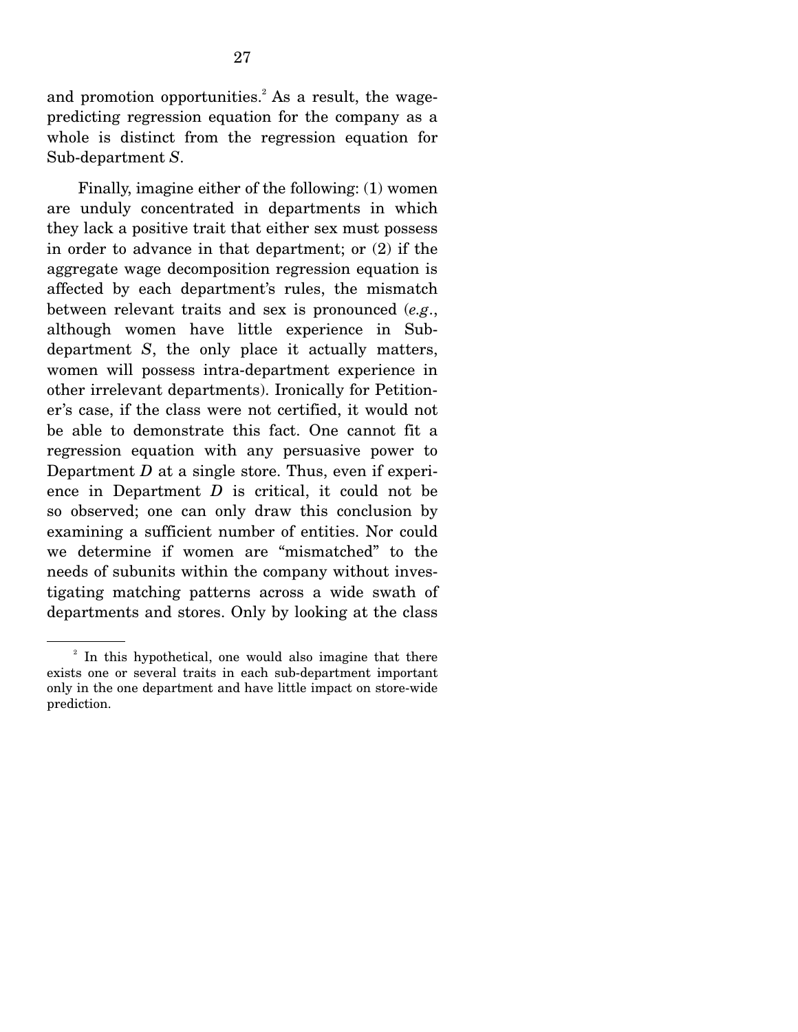and promotion opportunities.[2] As a result, the wage-predicting regression equation for the company as a whole is distinct from the regression equation for Sub-department *S*.

Finally, imagine either of the following: (1) women are unduly concentrated in departments in which they lack a positive trait that either sex must possess in order to advance in that department; or (2) if the aggregate wage decomposition regression equation is affected by each department's rules, the mismatch between relevant traits and sex is pronounced (*e.g.*, although women have little experience in Sub-department *S*, the only place it actually matters, women will possess intra-department experience in other irrelevant departments). Ironically for Petitioner's case, if the class were not certified, it would not be able to demonstrate this fact. One cannot fit a regression equation with any persuasive power to Department *D* at a single store. Thus, even if experience in Department *D* is critical, it could not be so observed; one can only draw this conclusion by examining a sufficient number of entities. Nor could we determine if women are "mismatched" to the needs of subunits within the company without investigating matching patterns across a wide swath of departments and stores. Only by looking at the class

---

[2] In this hypothetical, one would also imagine that there exists one or several traits in each sub-department important only in the one department and have little impact on store-wide prediction.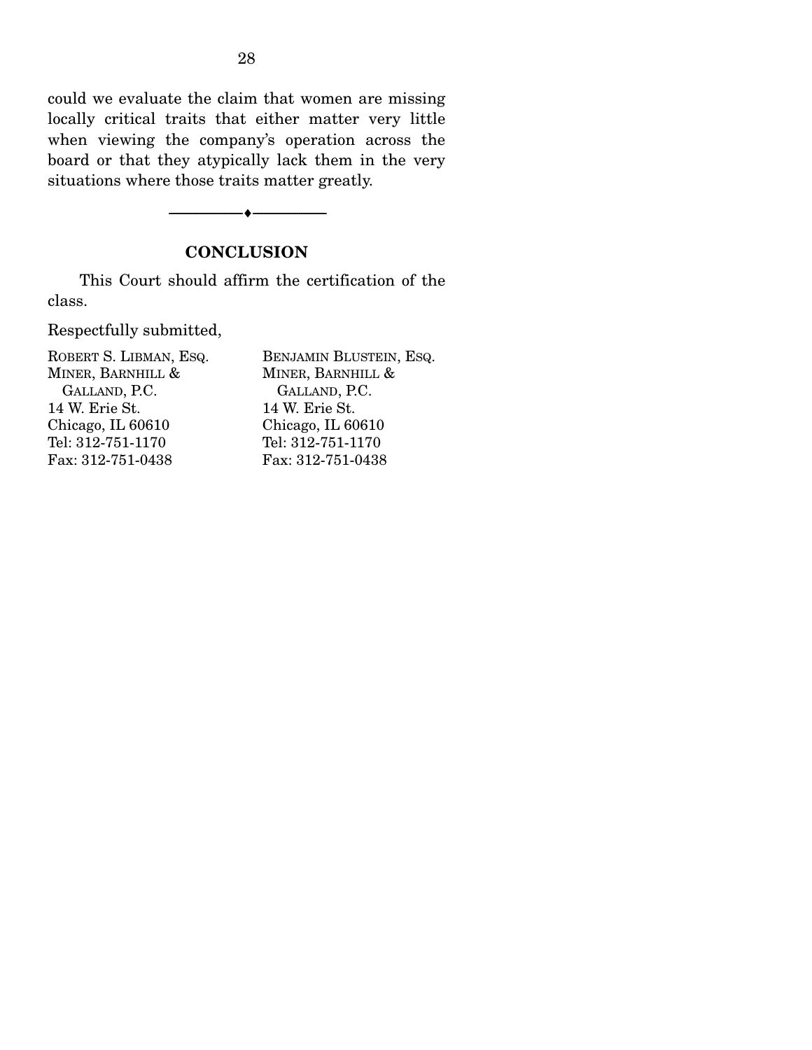could we evaluate the claim that women are missing locally critical traits that either matter very little when viewing the company's operation across the board or that they atypically lack them in the very situations where those traits matter greatly.

---

## CONCLUSION

This Court should affirm the certification of the class.

Respectfully submitted,

ROBERT S. LIBMAN, ESQ.
MINER, BARNHILL &
GALLAND, P.C.
14 W. Erie St.
Chicago, IL 60610
Tel: 312-751-1170
Fax: 312-751-0438

BENJAMIN BLUSTEIN, ESQ.
MINER, BARNHILL &
GALLAND, P.C.
14 W. Erie St.
Chicago, IL 60610
Tel: 312-751-1170
Fax: 312-751-0438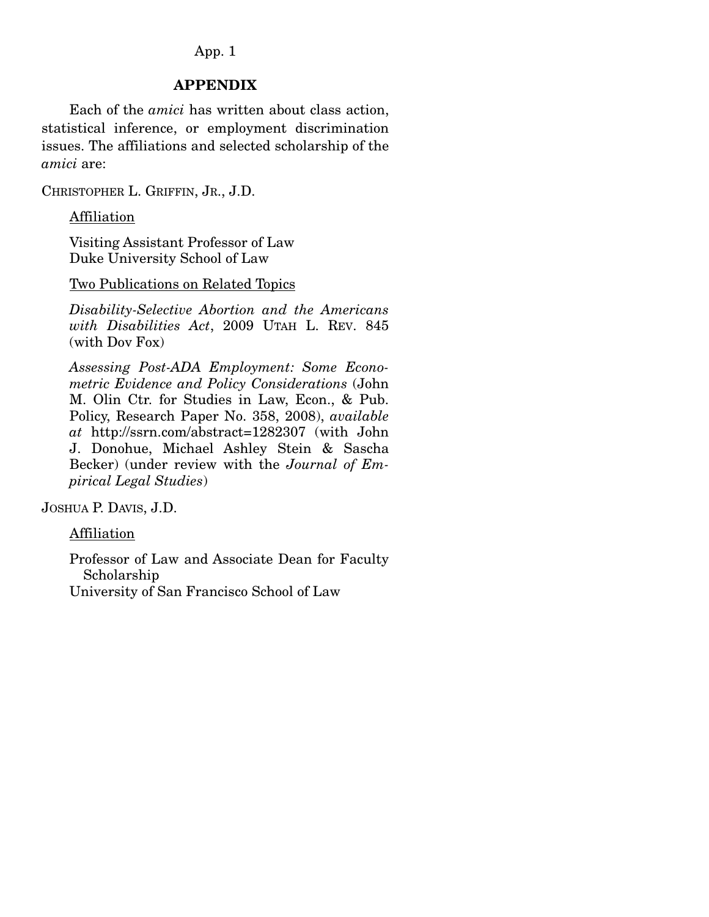## APPENDIX

Each of the *amici* has written about class action, statistical inference, or employment discrimination issues. The affiliations and selected scholarship of the *amici* are:

CHRISTOPHER L. GRIFFIN, JR., J.D.

Affiliation

Visiting Assistant Professor of Law
Duke University School of Law

Two Publications on Related Topics

*Disability-Selective Abortion and the Americans with Disabilities Act*, 2009 UTAH L. REV. 845 (with Dov Fox)

*Assessing Post-ADA Employment: Some Econometric Evidence and Policy Considerations* (John M. Olin Ctr. for Studies in Law, Econ., & Pub. Policy, Research Paper No. 358, 2008), *available at* http://ssrn.com/abstract=1282307 (with John J. Donohue, Michael Ashley Stein & Sascha Becker) (under review with the *Journal of Empirical Legal Studies*)

JOSHUA P. DAVIS, J.D.

Affiliation

Professor of Law and Associate Dean for Faculty Scholarship
University of San Francisco School of Law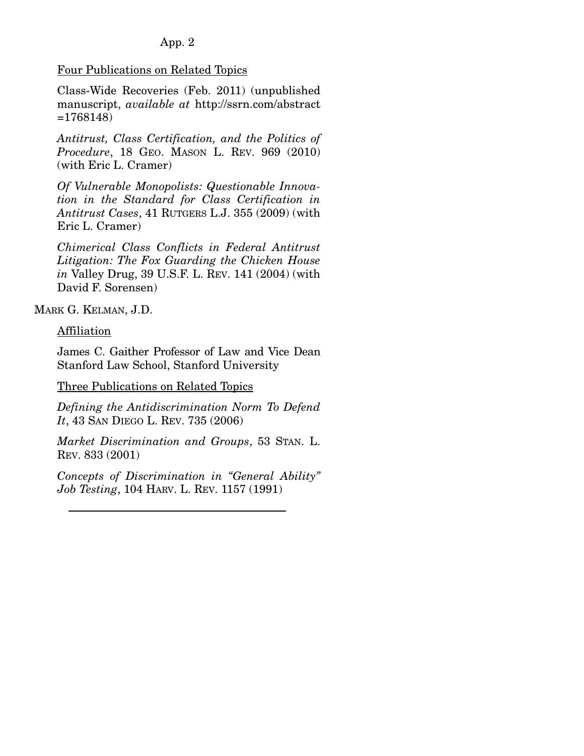Four Publications on Related Topics

Class-Wide Recoveries (Feb. 2011) (unpublished manuscript, *available at* http://ssrn.com/abstract=1768148)

*Antitrust, Class Certification, and the Politics of Procedure*, 18 GEO. MASON L. REV. 969 (2010) (with Eric L. Cramer)

*Of Vulnerable Monopolists: Questionable Innovation in the Standard for Class Certification in Antitrust Cases*, 41 RUTGERS L.J. 355 (2009) (with Eric L. Cramer)

*Chimerical Class Conflicts in Federal Antitrust Litigation: The Fox Guarding the Chicken House in* Valley Drug, 39 U.S.F. L. REV. 141 (2004) (with David F. Sorensen)

MARK G. KELMAN, J.D.

Affiliation

James C. Gaither Professor of Law and Vice Dean Stanford Law School, Stanford University

Three Publications on Related Topics

*Defining the Antidiscrimination Norm To Defend It*, 43 SAN DIEGO L. REV. 735 (2006)

*Market Discrimination and Groups*, 53 STAN. L. REV. 833 (2001)

*Concepts of Discrimination in "General Ability" Job Testing*, 104 HARV. L. REV. 1157 (1991)